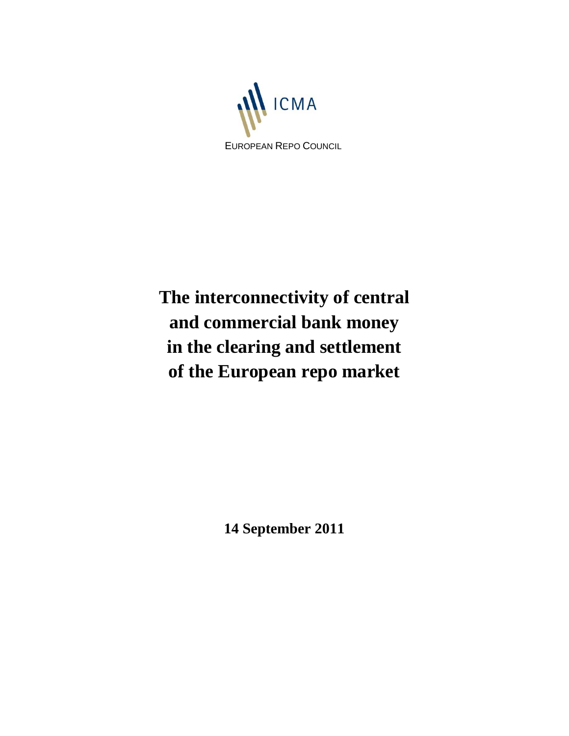ICMA

EUROPEAN REPO COUNCIL

# The interconnectivity of central and commercial bank money in the clearing and settlement of the European repo market

**14 September 2011**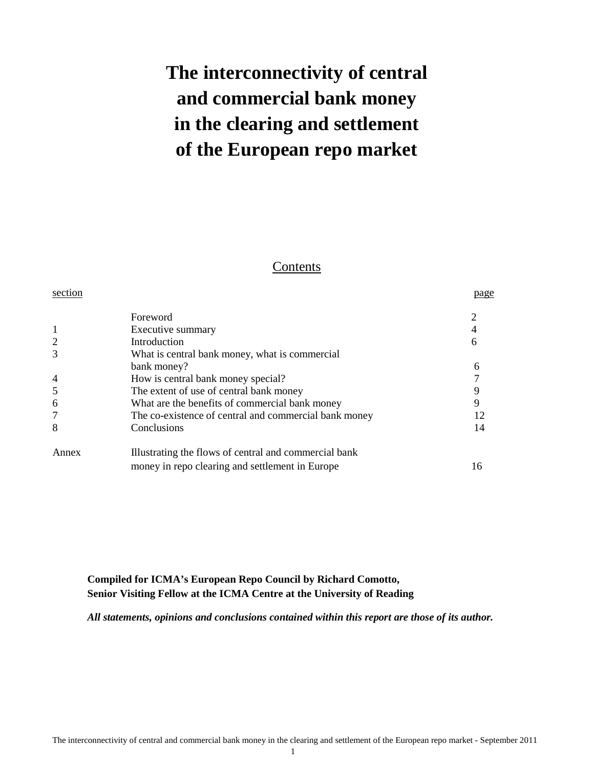# The interconnectivity of central and commercial bank money in the clearing and settlement of the European repo market

## Contents

| section | | page |
|---|---|---|
| | Foreword | 2 |
| 1 | Executive summary | 4 |
| 2 | Introduction | 6 |
| 3 | What is central bank money, what is commercial bank money? | 6 |
| 4 | How is central bank money special? | 7 |
| 5 | The extent of use of central bank money | 9 |
| 6 | What are the benefits of commercial bank money | 9 |
| 7 | The co-existence of central and commercial bank money | 12 |
| 8 | Conclusions | 14 |
| Annex | Illustrating the flows of central and commercial bank money in repo clearing and settlement in Europe | 16 |

**Compiled for ICMA's European Repo Council by Richard Comotto, Senior Visiting Fellow at the ICMA Centre at the University of Reading**

***All statements, opinions and conclusions contained within this report are those of its author.***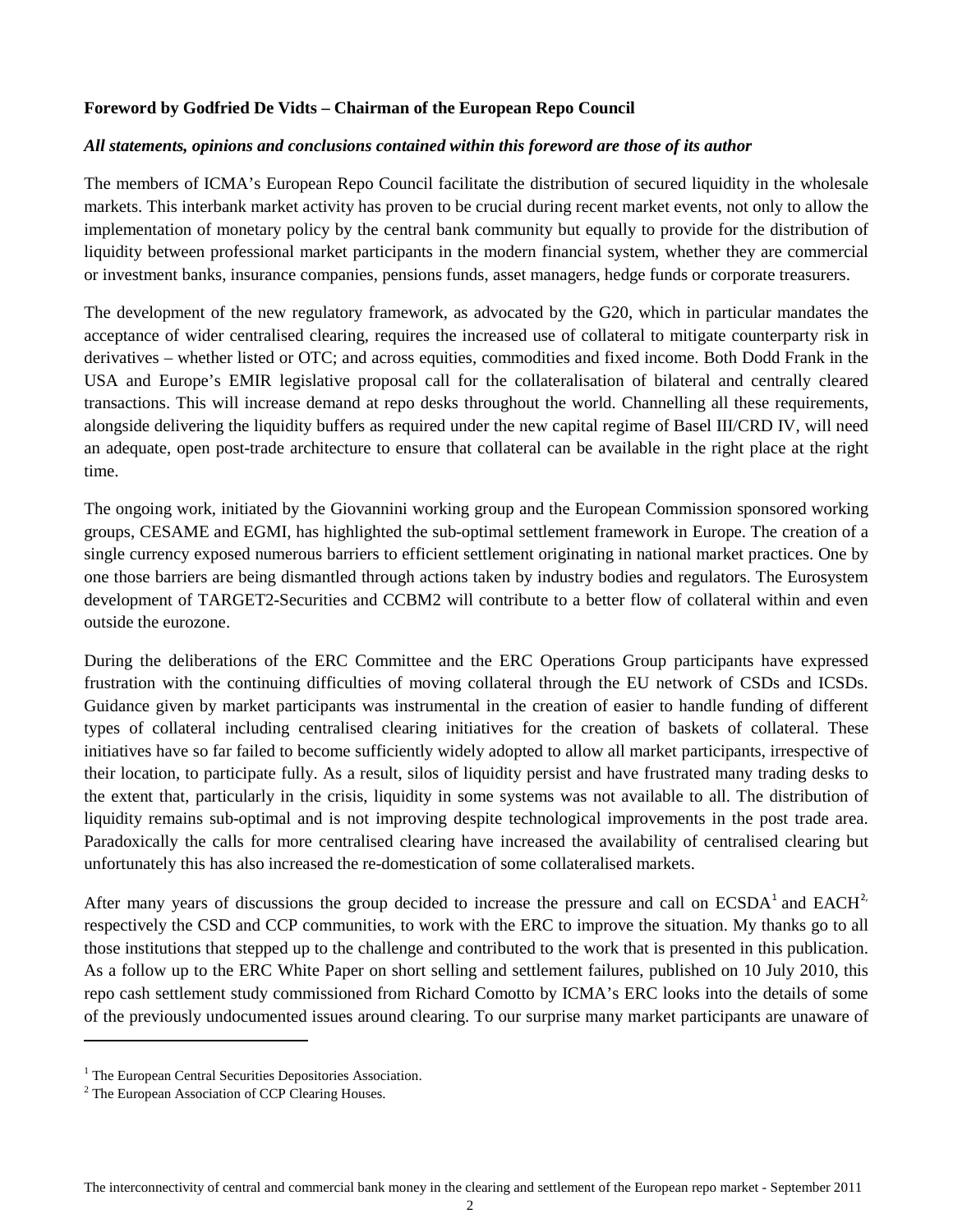**Foreword by Godfried De Vidts – Chairman of the European Repo Council**

***All statements, opinions and conclusions contained within this foreword are those of its author***

The members of ICMA's European Repo Council facilitate the distribution of secured liquidity in the wholesale markets. This interbank market activity has proven to be crucial during recent market events, not only to allow the implementation of monetary policy by the central bank community but equally to provide for the distribution of liquidity between professional market participants in the modern financial system, whether they are commercial or investment banks, insurance companies, pensions funds, asset managers, hedge funds or corporate treasurers.

The development of the new regulatory framework, as advocated by the G20, which in particular mandates the acceptance of wider centralised clearing, requires the increased use of collateral to mitigate counterparty risk in derivatives – whether listed or OTC; and across equities, commodities and fixed income. Both Dodd Frank in the USA and Europe's EMIR legislative proposal call for the collateralisation of bilateral and centrally cleared transactions. This will increase demand at repo desks throughout the world. Channelling all these requirements, alongside delivering the liquidity buffers as required under the new capital regime of Basel III/CRD IV, will need an adequate, open post-trade architecture to ensure that collateral can be available in the right place at the right time.

The ongoing work, initiated by the Giovannini working group and the European Commission sponsored working groups, CESAME and EGMI, has highlighted the sub-optimal settlement framework in Europe. The creation of a single currency exposed numerous barriers to efficient settlement originating in national market practices. One by one those barriers are being dismantled through actions taken by industry bodies and regulators. The Eurosystem development of TARGET2-Securities and CCBM2 will contribute to a better flow of collateral within and even outside the eurozone.

During the deliberations of the ERC Committee and the ERC Operations Group participants have expressed frustration with the continuing difficulties of moving collateral through the EU network of CSDs and ICSDs. Guidance given by market participants was instrumental in the creation of easier to handle funding of different types of collateral including centralised clearing initiatives for the creation of baskets of collateral. These initiatives have so far failed to become sufficiently widely adopted to allow all market participants, irrespective of their location, to participate fully. As a result, silos of liquidity persist and have frustrated many trading desks to the extent that, particularly in the crisis, liquidity in some systems was not available to all. The distribution of liquidity remains sub-optimal and is not improving despite technological improvements in the post trade area. Paradoxically the calls for more centralised clearing have increased the availability of centralised clearing but unfortunately this has also increased the re-domestication of some collateralised markets.

After many years of discussions the group decided to increase the pressure and call on ECSDA[1] and EACH[2] respectively the CSD and CCP communities, to work with the ERC to improve the situation. My thanks go to all those institutions that stepped up to the challenge and contributed to the work that is presented in this publication. As a follow up to the ERC White Paper on short selling and settlement failures, published on 10 July 2010, this repo cash settlement study commissioned from Richard Comotto by ICMA's ERC looks into the details of some of the previously undocumented issues around clearing. To our surprise many market participants are unaware of

[1] The European Central Securities Depositories Association.

[2] The European Association of CCP Clearing Houses.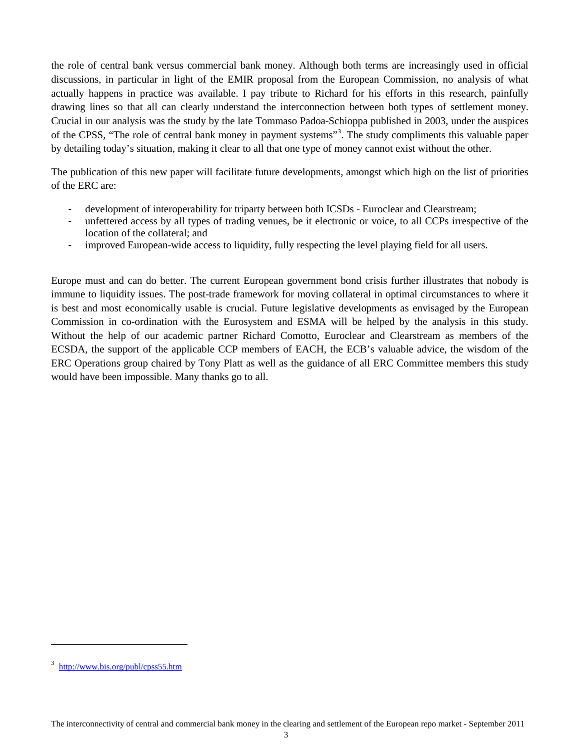the role of central bank versus commercial bank money. Although both terms are increasingly used in official discussions, in particular in light of the EMIR proposal from the European Commission, no analysis of what actually happens in practice was available. I pay tribute to Richard for his efforts in this research, painfully drawing lines so that all can clearly understand the interconnection between both types of settlement money. Crucial in our analysis was the study by the late Tommaso Padoa-Schioppa published in 2003, under the auspices of the CPSS, "The role of central bank money in payment systems"[3]. The study compliments this valuable paper by detailing today's situation, making it clear to all that one type of money cannot exist without the other.

The publication of this new paper will facilitate future developments, amongst which high on the list of priorities of the ERC are:

- development of interoperability for triparty between both ICSDs - Euroclear and Clearstream;
- unfettered access by all types of trading venues, be it electronic or voice, to all CCPs irrespective of the location of the collateral; and
- improved European-wide access to liquidity, fully respecting the level playing field for all users.

Europe must and can do better. The current European government bond crisis further illustrates that nobody is immune to liquidity issues. The post-trade framework for moving collateral in optimal circumstances to where it is best and most economically usable is crucial. Future legislative developments as envisaged by the European Commission in co-ordination with the Eurosystem and ESMA will be helped by the analysis in this study. Without the help of our academic partner Richard Comotto, Euroclear and Clearstream as members of the ECSDA, the support of the applicable CCP members of EACH, the ECB's valuable advice, the wisdom of the ERC Operations group chaired by Tony Platt as well as the guidance of all ERC Committee members this study would have been impossible. Many thanks go to all.

---

[3] http://www.bis.org/publ/cpss55.htm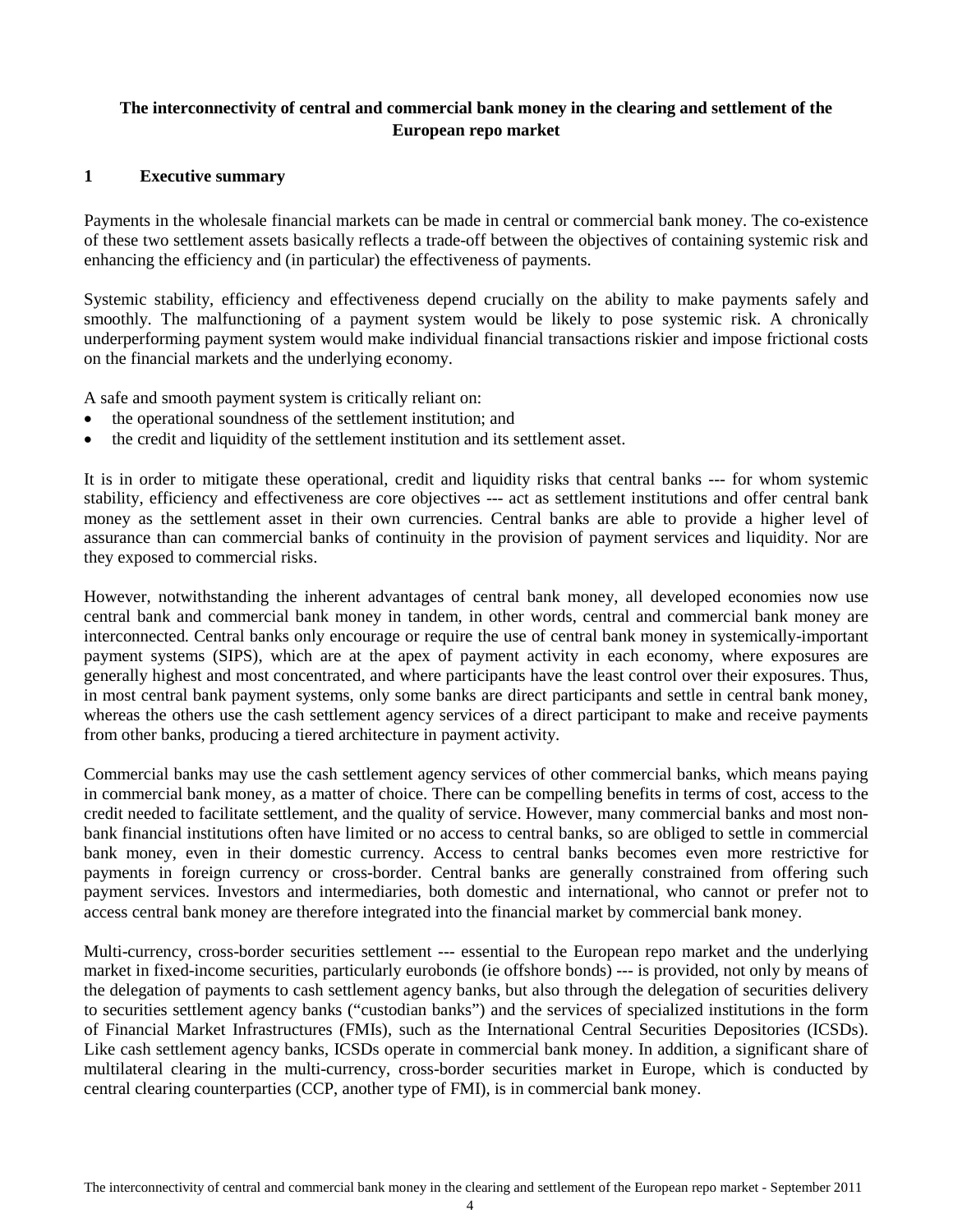**The interconnectivity of central and commercial bank money in the clearing and settlement of the European repo market**

## 1 Executive summary

Payments in the wholesale financial markets can be made in central or commercial bank money. The co-existence of these two settlement assets basically reflects a trade-off between the objectives of containing systemic risk and enhancing the efficiency and (in particular) the effectiveness of payments.

Systemic stability, efficiency and effectiveness depend crucially on the ability to make payments safely and smoothly. The malfunctioning of a payment system would be likely to pose systemic risk. A chronically underperforming payment system would make individual financial transactions riskier and impose frictional costs on the financial markets and the underlying economy.

A safe and smooth payment system is critically reliant on:

- the operational soundness of the settlement institution; and
- the credit and liquidity of the settlement institution and its settlement asset.

It is in order to mitigate these operational, credit and liquidity risks that central banks --- for whom systemic stability, efficiency and effectiveness are core objectives --- act as settlement institutions and offer central bank money as the settlement asset in their own currencies. Central banks are able to provide a higher level of assurance than can commercial banks of continuity in the provision of payment services and liquidity. Nor are they exposed to commercial risks.

However, notwithstanding the inherent advantages of central bank money, all developed economies now use central bank and commercial bank money in tandem, in other words, central and commercial bank money are interconnected. Central banks only encourage or require the use of central bank money in systemically-important payment systems (SIPS), which are at the apex of payment activity in each economy, where exposures are generally highest and most concentrated, and where participants have the least control over their exposures. Thus, in most central bank payment systems, only some banks are direct participants and settle in central bank money, whereas the others use the cash settlement agency services of a direct participant to make and receive payments from other banks, producing a tiered architecture in payment activity.

Commercial banks may use the cash settlement agency services of other commercial banks, which means paying in commercial bank money, as a matter of choice. There can be compelling benefits in terms of cost, access to the credit needed to facilitate settlement, and the quality of service. However, many commercial banks and most non-bank financial institutions often have limited or no access to central banks, so are obliged to settle in commercial bank money, even in their domestic currency. Access to central banks becomes even more restrictive for payments in foreign currency or cross-border. Central banks are generally constrained from offering such payment services. Investors and intermediaries, both domestic and international, who cannot or prefer not to access central bank money are therefore integrated into the financial market by commercial bank money.

Multi-currency, cross-border securities settlement --- essential to the European repo market and the underlying market in fixed-income securities, particularly eurobonds (ie offshore bonds) --- is provided, not only by means of the delegation of payments to cash settlement agency banks, but also through the delegation of securities delivery to securities settlement agency banks ("custodian banks") and the services of specialized institutions in the form of Financial Market Infrastructures (FMIs), such as the International Central Securities Depositories (ICSDs). Like cash settlement agency banks, ICSDs operate in commercial bank money. In addition, a significant share of multilateral clearing in the multi-currency, cross-border securities market in Europe, which is conducted by central clearing counterparties (CCP, another type of FMI), is in commercial bank money.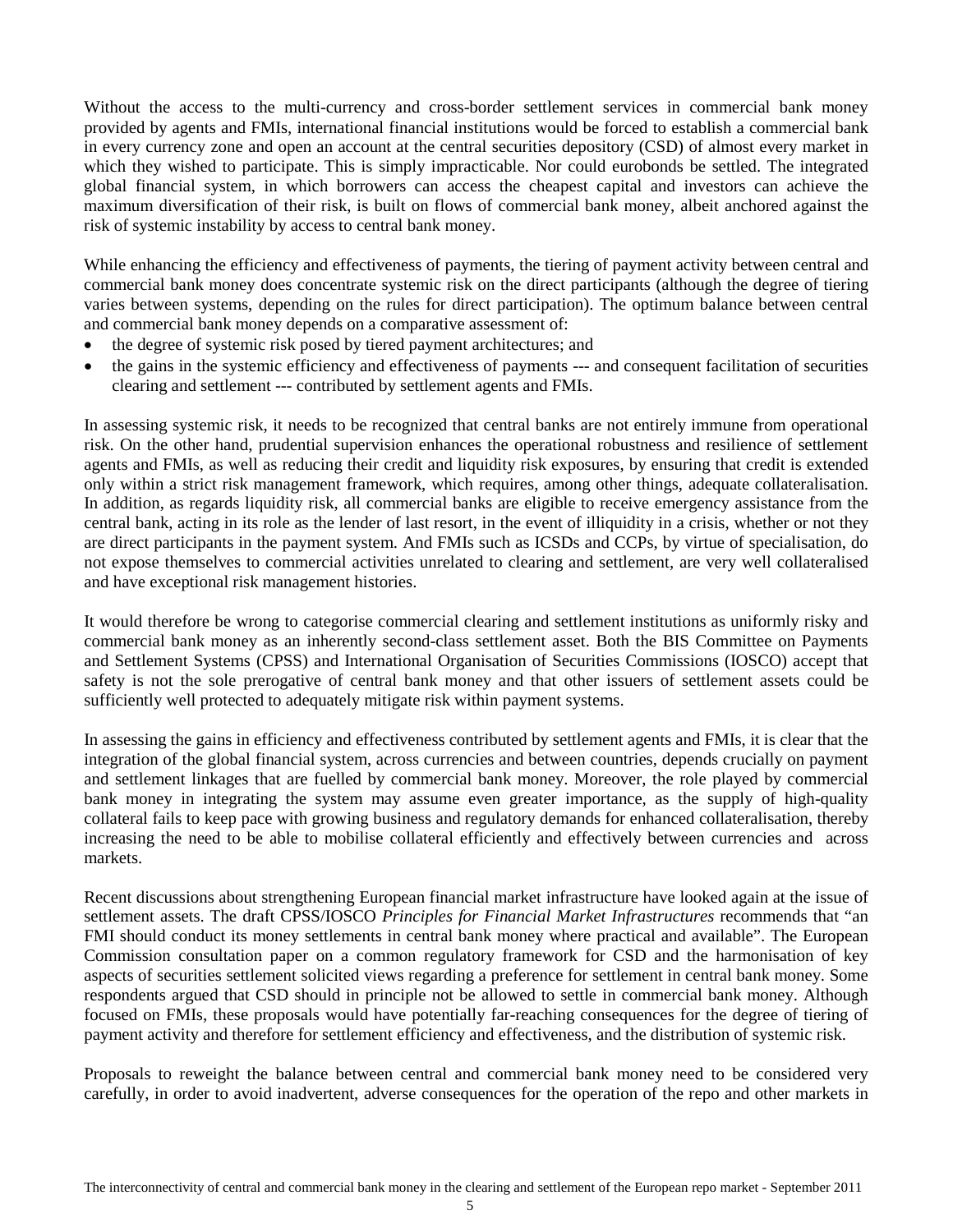Without the access to the multi-currency and cross-border settlement services in commercial bank money provided by agents and FMIs, international financial institutions would be forced to establish a commercial bank in every currency zone and open an account at the central securities depository (CSD) of almost every market in which they wished to participate. This is simply impracticable. Nor could eurobonds be settled. The integrated global financial system, in which borrowers can access the cheapest capital and investors can achieve the maximum diversification of their risk, is built on flows of commercial bank money, albeit anchored against the risk of systemic instability by access to central bank money.

While enhancing the efficiency and effectiveness of payments, the tiering of payment activity between central and commercial bank money does concentrate systemic risk on the direct participants (although the degree of tiering varies between systems, depending on the rules for direct participation). The optimum balance between central and commercial bank money depends on a comparative assessment of:

- the degree of systemic risk posed by tiered payment architectures; and
- the gains in the systemic efficiency and effectiveness of payments --- and consequent facilitation of securities clearing and settlement --- contributed by settlement agents and FMIs.

In assessing systemic risk, it needs to be recognized that central banks are not entirely immune from operational risk. On the other hand, prudential supervision enhances the operational robustness and resilience of settlement agents and FMIs, as well as reducing their credit and liquidity risk exposures, by ensuring that credit is extended only within a strict risk management framework, which requires, among other things, adequate collateralisation. In addition, as regards liquidity risk, all commercial banks are eligible to receive emergency assistance from the central bank, acting in its role as the lender of last resort, in the event of illiquidity in a crisis, whether or not they are direct participants in the payment system. And FMIs such as ICSDs and CCPs, by virtue of specialisation, do not expose themselves to commercial activities unrelated to clearing and settlement, are very well collateralised and have exceptional risk management histories.

It would therefore be wrong to categorise commercial clearing and settlement institutions as uniformly risky and commercial bank money as an inherently second-class settlement asset. Both the BIS Committee on Payments and Settlement Systems (CPSS) and International Organisation of Securities Commissions (IOSCO) accept that safety is not the sole prerogative of central bank money and that other issuers of settlement assets could be sufficiently well protected to adequately mitigate risk within payment systems.

In assessing the gains in efficiency and effectiveness contributed by settlement agents and FMIs, it is clear that the integration of the global financial system, across currencies and between countries, depends crucially on payment and settlement linkages that are fuelled by commercial bank money. Moreover, the role played by commercial bank money in integrating the system may assume even greater importance, as the supply of high-quality collateral fails to keep pace with growing business and regulatory demands for enhanced collateralisation, thereby increasing the need to be able to mobilise collateral efficiently and effectively between currencies and across markets.

Recent discussions about strengthening European financial market infrastructure have looked again at the issue of settlement assets. The draft CPSS/IOSCO *Principles for Financial Market Infrastructures* recommends that "an FMI should conduct its money settlements in central bank money where practical and available". The European Commission consultation paper on a common regulatory framework for CSD and the harmonisation of key aspects of securities settlement solicited views regarding a preference for settlement in central bank money. Some respondents argued that CSD should in principle not be allowed to settle in commercial bank money. Although focused on FMIs, these proposals would have potentially far-reaching consequences for the degree of tiering of payment activity and therefore for settlement efficiency and effectiveness, and the distribution of systemic risk.

Proposals to reweight the balance between central and commercial bank money need to be considered very carefully, in order to avoid inadvertent, adverse consequences for the operation of the repo and other markets in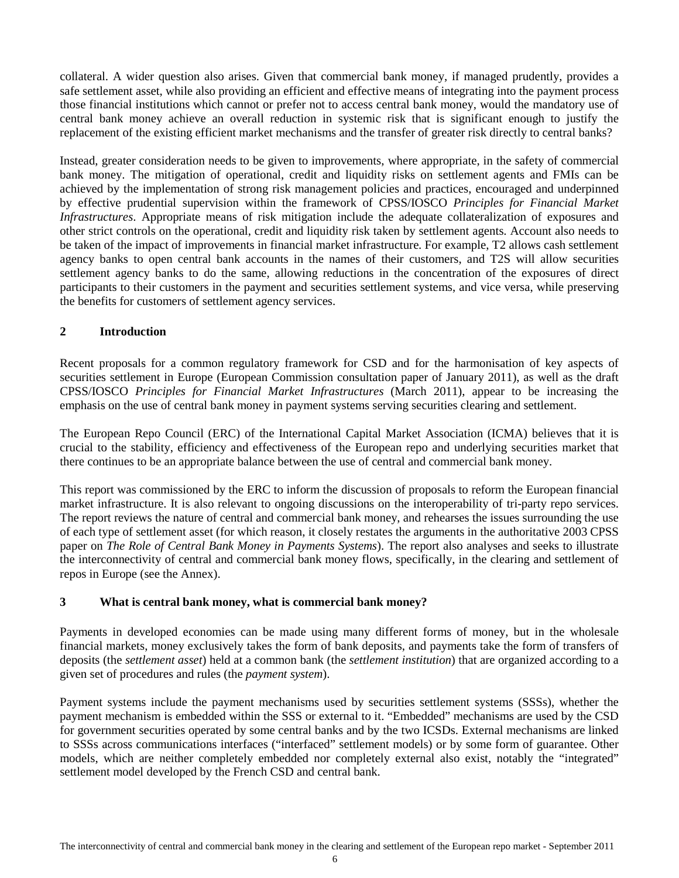collateral. A wider question also arises. Given that commercial bank money, if managed prudently, provides a safe settlement asset, while also providing an efficient and effective means of integrating into the payment process those financial institutions which cannot or prefer not to access central bank money, would the mandatory use of central bank money achieve an overall reduction in systemic risk that is significant enough to justify the replacement of the existing efficient market mechanisms and the transfer of greater risk directly to central banks?

Instead, greater consideration needs to be given to improvements, where appropriate, in the safety of commercial bank money. The mitigation of operational, credit and liquidity risks on settlement agents and FMIs can be achieved by the implementation of strong risk management policies and practices, encouraged and underpinned by effective prudential supervision within the framework of CPSS/IOSCO *Principles for Financial Market Infrastructures*. Appropriate means of risk mitigation include the adequate collateralization of exposures and other strict controls on the operational, credit and liquidity risk taken by settlement agents. Account also needs to be taken of the impact of improvements in financial market infrastructure. For example, T2 allows cash settlement agency banks to open central bank accounts in the names of their customers, and T2S will allow securities settlement agency banks to do the same, allowing reductions in the concentration of the exposures of direct participants to their customers in the payment and securities settlement systems, and vice versa, while preserving the benefits for customers of settlement agency services.

## 2 Introduction

Recent proposals for a common regulatory framework for CSD and for the harmonisation of key aspects of securities settlement in Europe (European Commission consultation paper of January 2011), as well as the draft CPSS/IOSCO *Principles for Financial Market Infrastructures* (March 2011), appear to be increasing the emphasis on the use of central bank money in payment systems serving securities clearing and settlement.

The European Repo Council (ERC) of the International Capital Market Association (ICMA) believes that it is crucial to the stability, efficiency and effectiveness of the European repo and underlying securities market that there continues to be an appropriate balance between the use of central and commercial bank money.

This report was commissioned by the ERC to inform the discussion of proposals to reform the European financial market infrastructure. It is also relevant to ongoing discussions on the interoperability of tri-party repo services. The report reviews the nature of central and commercial bank money, and rehearses the issues surrounding the use of each type of settlement asset (for which reason, it closely restates the arguments in the authoritative 2003 CPSS paper on *The Role of Central Bank Money in Payments Systems*). The report also analyses and seeks to illustrate the interconnectivity of central and commercial bank money flows, specifically, in the clearing and settlement of repos in Europe (see the Annex).

## 3 What is central bank money, what is commercial bank money?

Payments in developed economies can be made using many different forms of money, but in the wholesale financial markets, money exclusively takes the form of bank deposits, and payments take the form of transfers of deposits (the *settlement asset*) held at a common bank (the *settlement institution*) that are organized according to a given set of procedures and rules (the *payment system*).

Payment systems include the payment mechanisms used by securities settlement systems (SSSs), whether the payment mechanism is embedded within the SSS or external to it. "Embedded" mechanisms are used by the CSD for government securities operated by some central banks and by the two ICSDs. External mechanisms are linked to SSSs across communications interfaces ("interfaced" settlement models) or by some form of guarantee. Other models, which are neither completely embedded nor completely external also exist, notably the "integrated" settlement model developed by the French CSD and central bank.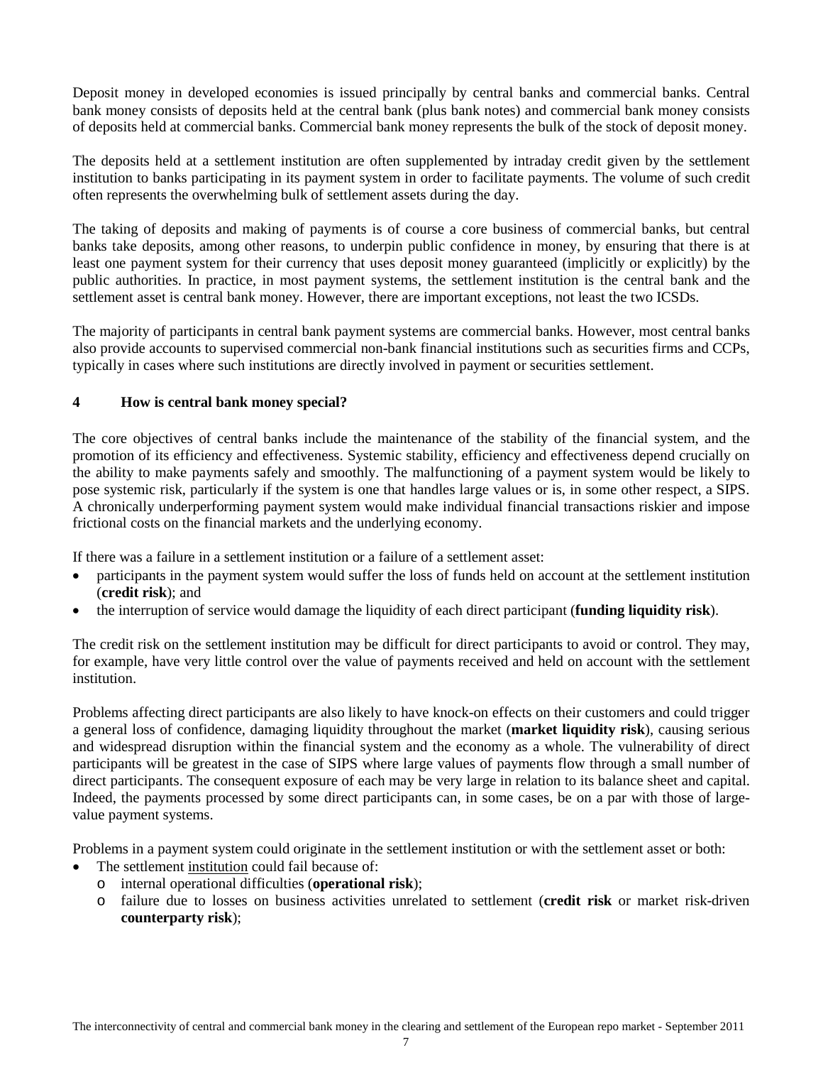Deposit money in developed economies is issued principally by central banks and commercial banks. Central bank money consists of deposits held at the central bank (plus bank notes) and commercial bank money consists of deposits held at commercial banks. Commercial bank money represents the bulk of the stock of deposit money.

The deposits held at a settlement institution are often supplemented by intraday credit given by the settlement institution to banks participating in its payment system in order to facilitate payments. The volume of such credit often represents the overwhelming bulk of settlement assets during the day.

The taking of deposits and making of payments is of course a core business of commercial banks, but central banks take deposits, among other reasons, to underpin public confidence in money, by ensuring that there is at least one payment system for their currency that uses deposit money guaranteed (implicitly or explicitly) by the public authorities. In practice, in most payment systems, the settlement institution is the central bank and the settlement asset is central bank money. However, there are important exceptions, not least the two ICSDs.

The majority of participants in central bank payment systems are commercial banks. However, most central banks also provide accounts to supervised commercial non-bank financial institutions such as securities firms and CCPs, typically in cases where such institutions are directly involved in payment or securities settlement.

## 4 How is central bank money special?

The core objectives of central banks include the maintenance of the stability of the financial system, and the promotion of its efficiency and effectiveness. Systemic stability, efficiency and effectiveness depend crucially on the ability to make payments safely and smoothly. The malfunctioning of a payment system would be likely to pose systemic risk, particularly if the system is one that handles large values or is, in some other respect, a SIPS. A chronically underperforming payment system would make individual financial transactions riskier and impose frictional costs on the financial markets and the underlying economy.

If there was a failure in a settlement institution or a failure of a settlement asset:

- participants in the payment system would suffer the loss of funds held on account at the settlement institution (**credit risk**); and
- the interruption of service would damage the liquidity of each direct participant (**funding liquidity risk**).

The credit risk on the settlement institution may be difficult for direct participants to avoid or control. They may, for example, have very little control over the value of payments received and held on account with the settlement institution.

Problems affecting direct participants are also likely to have knock-on effects on their customers and could trigger a general loss of confidence, damaging liquidity throughout the market (**market liquidity risk**), causing serious and widespread disruption within the financial system and the economy as a whole. The vulnerability of direct participants will be greatest in the case of SIPS where large values of payments flow through a small number of direct participants. The consequent exposure of each may be very large in relation to its balance sheet and capital. Indeed, the payments processed by some direct participants can, in some cases, be on a par with those of large-value payment systems.

Problems in a payment system could originate in the settlement institution or with the settlement asset or both:

- The settlement institution could fail because of:
  - internal operational difficulties (**operational risk**);
  - failure due to losses on business activities unrelated to settlement (**credit risk** or market risk-driven **counterparty risk**);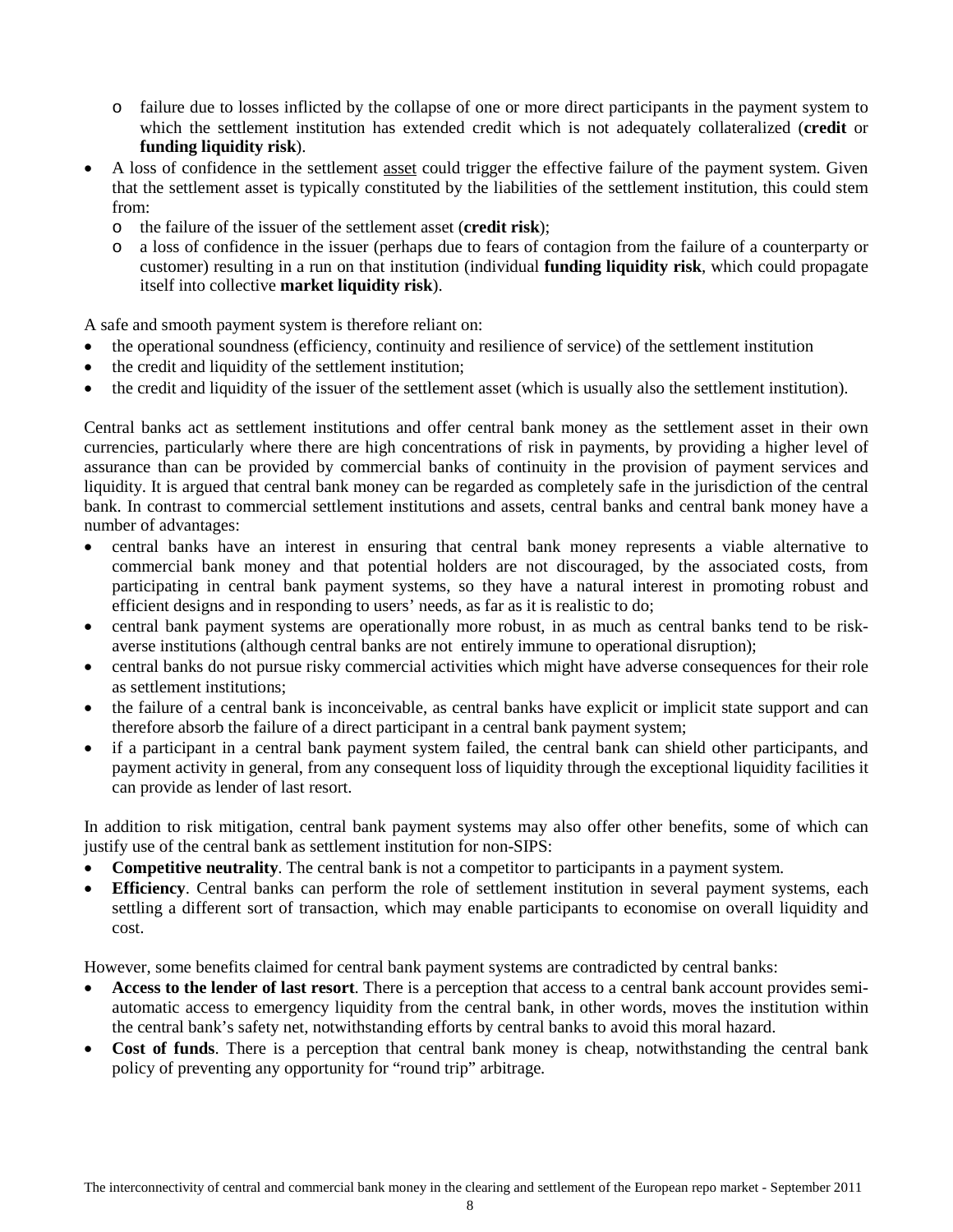- failure due to losses inflicted by the collapse of one or more direct participants in the payment system to which the settlement institution has extended credit which is not adequately collateralized (**credit** or **funding liquidity risk**).
- A loss of confidence in the settlement asset could trigger the effective failure of the payment system. Given that the settlement asset is typically constituted by the liabilities of the settlement institution, this could stem from:
  - the failure of the issuer of the settlement asset (**credit risk**);
  - a loss of confidence in the issuer (perhaps due to fears of contagion from the failure of a counterparty or customer) resulting in a run on that institution (individual **funding liquidity risk**, which could propagate itself into collective **market liquidity risk**).

A safe and smooth payment system is therefore reliant on:

- the operational soundness (efficiency, continuity and resilience of service) of the settlement institution
- the credit and liquidity of the settlement institution;
- the credit and liquidity of the issuer of the settlement asset (which is usually also the settlement institution).

Central banks act as settlement institutions and offer central bank money as the settlement asset in their own currencies, particularly where there are high concentrations of risk in payments, by providing a higher level of assurance than can be provided by commercial banks of continuity in the provision of payment services and liquidity. It is argued that central bank money can be regarded as completely safe in the jurisdiction of the central bank. In contrast to commercial settlement institutions and assets, central banks and central bank money have a number of advantages:

- central banks have an interest in ensuring that central bank money represents a viable alternative to commercial bank money and that potential holders are not discouraged, by the associated costs, from participating in central bank payment systems, so they have a natural interest in promoting robust and efficient designs and in responding to users' needs, as far as it is realistic to do;
- central bank payment systems are operationally more robust, in as much as central banks tend to be risk-averse institutions (although central banks are not entirely immune to operational disruption);
- central banks do not pursue risky commercial activities which might have adverse consequences for their role as settlement institutions;
- the failure of a central bank is inconceivable, as central banks have explicit or implicit state support and can therefore absorb the failure of a direct participant in a central bank payment system;
- if a participant in a central bank payment system failed, the central bank can shield other participants, and payment activity in general, from any consequent loss of liquidity through the exceptional liquidity facilities it can provide as lender of last resort.

In addition to risk mitigation, central bank payment systems may also offer other benefits, some of which can justify use of the central bank as settlement institution for non-SIPS:

- **Competitive neutrality**. The central bank is not a competitor to participants in a payment system.
- **Efficiency**. Central banks can perform the role of settlement institution in several payment systems, each settling a different sort of transaction, which may enable participants to economise on overall liquidity and cost.

However, some benefits claimed for central bank payment systems are contradicted by central banks:

- **Access to the lender of last resort**. There is a perception that access to a central bank account provides semi-automatic access to emergency liquidity from the central bank, in other words, moves the institution within the central bank's safety net, notwithstanding efforts by central banks to avoid this moral hazard.
- **Cost of funds**. There is a perception that central bank money is cheap, notwithstanding the central bank policy of preventing any opportunity for "round trip" arbitrage.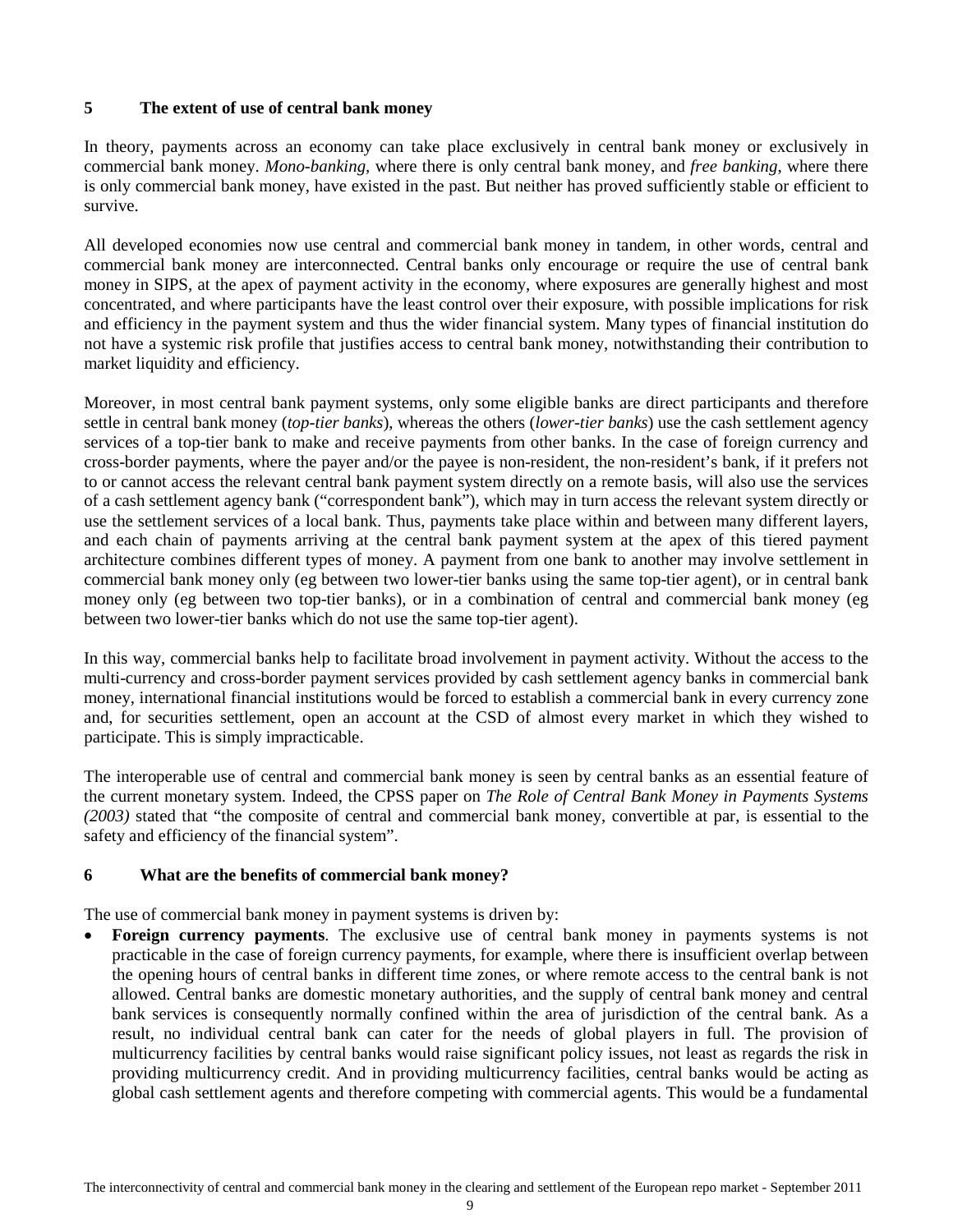## 5 The extent of use of central bank money

In theory, payments across an economy can take place exclusively in central bank money or exclusively in commercial bank money. *Mono-banking*, where there is only central bank money, and *free banking*, where there is only commercial bank money, have existed in the past. But neither has proved sufficiently stable or efficient to survive.

All developed economies now use central and commercial bank money in tandem, in other words, central and commercial bank money are interconnected. Central banks only encourage or require the use of central bank money in SIPS, at the apex of payment activity in the economy, where exposures are generally highest and most concentrated, and where participants have the least control over their exposure, with possible implications for risk and efficiency in the payment system and thus the wider financial system. Many types of financial institution do not have a systemic risk profile that justifies access to central bank money, notwithstanding their contribution to market liquidity and efficiency.

Moreover, in most central bank payment systems, only some eligible banks are direct participants and therefore settle in central bank money (*top-tier banks*), whereas the others (*lower-tier banks*) use the cash settlement agency services of a top-tier bank to make and receive payments from other banks. In the case of foreign currency and cross-border payments, where the payer and/or the payee is non-resident, the non-resident's bank, if it prefers not to or cannot access the relevant central bank payment system directly on a remote basis, will also use the services of a cash settlement agency bank ("correspondent bank"), which may in turn access the relevant system directly or use the settlement services of a local bank. Thus, payments take place within and between many different layers, and each chain of payments arriving at the central bank payment system at the apex of this tiered payment architecture combines different types of money. A payment from one bank to another may involve settlement in commercial bank money only (eg between two lower-tier banks using the same top-tier agent), or in central bank money only (eg between two top-tier banks), or in a combination of central and commercial bank money (eg between two lower-tier banks which do not use the same top-tier agent).

In this way, commercial banks help to facilitate broad involvement in payment activity. Without the access to the multi-currency and cross-border payment services provided by cash settlement agency banks in commercial bank money, international financial institutions would be forced to establish a commercial bank in every currency zone and, for securities settlement, open an account at the CSD of almost every market in which they wished to participate. This is simply impracticable.

The interoperable use of central and commercial bank money is seen by central banks as an essential feature of the current monetary system. Indeed, the CPSS paper on *The Role of Central Bank Money in Payments Systems (2003)* stated that "the composite of central and commercial bank money, convertible at par, is essential to the safety and efficiency of the financial system".

## 6 What are the benefits of commercial bank money?

The use of commercial bank money in payment systems is driven by:

- **Foreign currency payments**. The exclusive use of central bank money in payments systems is not practicable in the case of foreign currency payments, for example, where there is insufficient overlap between the opening hours of central banks in different time zones, or where remote access to the central bank is not allowed. Central banks are domestic monetary authorities, and the supply of central bank money and central bank services is consequently normally confined within the area of jurisdiction of the central bank. As a result, no individual central bank can cater for the needs of global players in full. The provision of multicurrency facilities by central banks would raise significant policy issues, not least as regards the risk in providing multicurrency credit. And in providing multicurrency facilities, central banks would be acting as global cash settlement agents and therefore competing with commercial agents. This would be a fundamental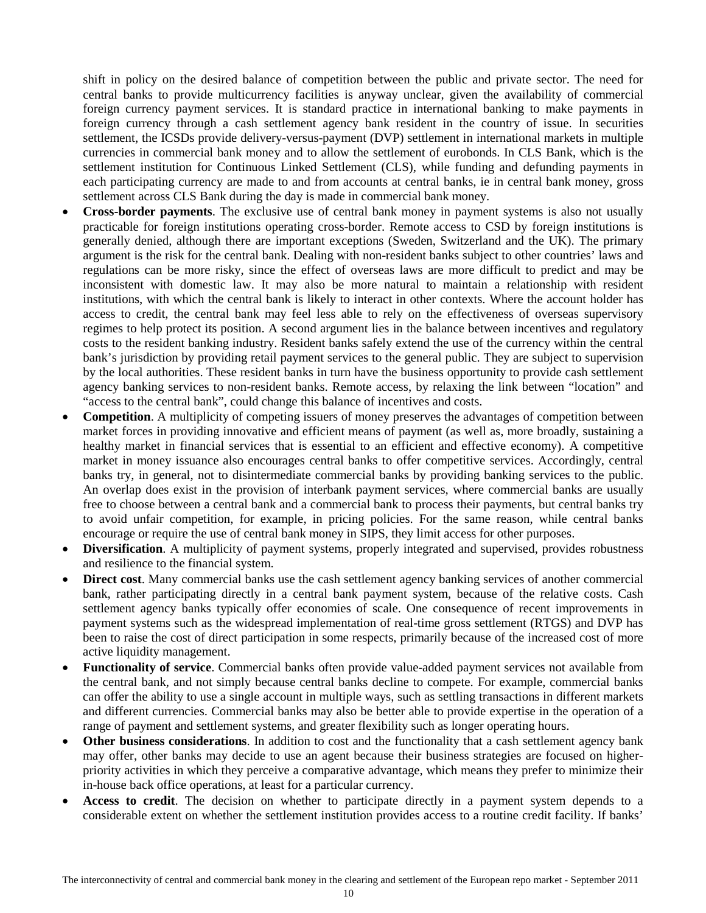shift in policy on the desired balance of competition between the public and private sector. The need for central banks to provide multicurrency facilities is anyway unclear, given the availability of commercial foreign currency payment services. It is standard practice in international banking to make payments in foreign currency through a cash settlement agency bank resident in the country of issue. In securities settlement, the ICSDs provide delivery-versus-payment (DVP) settlement in international markets in multiple currencies in commercial bank money and to allow the settlement of eurobonds. In CLS Bank, which is the settlement institution for Continuous Linked Settlement (CLS), while funding and defunding payments in each participating currency are made to and from accounts at central banks, ie in central bank money, gross settlement across CLS Bank during the day is made in commercial bank money.

- **Cross-border payments**. The exclusive use of central bank money in payment systems is also not usually practicable for foreign institutions operating cross-border. Remote access to CSD by foreign institutions is generally denied, although there are important exceptions (Sweden, Switzerland and the UK). The primary argument is the risk for the central bank. Dealing with non-resident banks subject to other countries' laws and regulations can be more risky, since the effect of overseas laws are more difficult to predict and may be inconsistent with domestic law. It may also be more natural to maintain a relationship with resident institutions, with which the central bank is likely to interact in other contexts. Where the account holder has access to credit, the central bank may feel less able to rely on the effectiveness of overseas supervisory regimes to help protect its position. A second argument lies in the balance between incentives and regulatory costs to the resident banking industry. Resident banks safely extend the use of the currency within the central bank's jurisdiction by providing retail payment services to the general public. They are subject to supervision by the local authorities. These resident banks in turn have the business opportunity to provide cash settlement agency banking services to non-resident banks. Remote access, by relaxing the link between "location" and "access to the central bank", could change this balance of incentives and costs.
- **Competition**. A multiplicity of competing issuers of money preserves the advantages of competition between market forces in providing innovative and efficient means of payment (as well as, more broadly, sustaining a healthy market in financial services that is essential to an efficient and effective economy). A competitive market in money issuance also encourages central banks to offer competitive services. Accordingly, central banks try, in general, not to disintermediate commercial banks by providing banking services to the public. An overlap does exist in the provision of interbank payment services, where commercial banks are usually free to choose between a central bank and a commercial bank to process their payments, but central banks try to avoid unfair competition, for example, in pricing policies. For the same reason, while central banks encourage or require the use of central bank money in SIPS, they limit access for other purposes.
- **Diversification**. A multiplicity of payment systems, properly integrated and supervised, provides robustness and resilience to the financial system.
- **Direct cost**. Many commercial banks use the cash settlement agency banking services of another commercial bank, rather participating directly in a central bank payment system, because of the relative costs. Cash settlement agency banks typically offer economies of scale. One consequence of recent improvements in payment systems such as the widespread implementation of real-time gross settlement (RTGS) and DVP has been to raise the cost of direct participation in some respects, primarily because of the increased cost of more active liquidity management.
- **Functionality of service**. Commercial banks often provide value-added payment services not available from the central bank, and not simply because central banks decline to compete. For example, commercial banks can offer the ability to use a single account in multiple ways, such as settling transactions in different markets and different currencies. Commercial banks may also be better able to provide expertise in the operation of a range of payment and settlement systems, and greater flexibility such as longer operating hours.
- **Other business considerations**. In addition to cost and the functionality that a cash settlement agency bank may offer, other banks may decide to use an agent because their business strategies are focused on higher-priority activities in which they perceive a comparative advantage, which means they prefer to minimize their in-house back office operations, at least for a particular currency.
- **Access to credit**. The decision on whether to participate directly in a payment system depends to a considerable extent on whether the settlement institution provides access to a routine credit facility. If banks'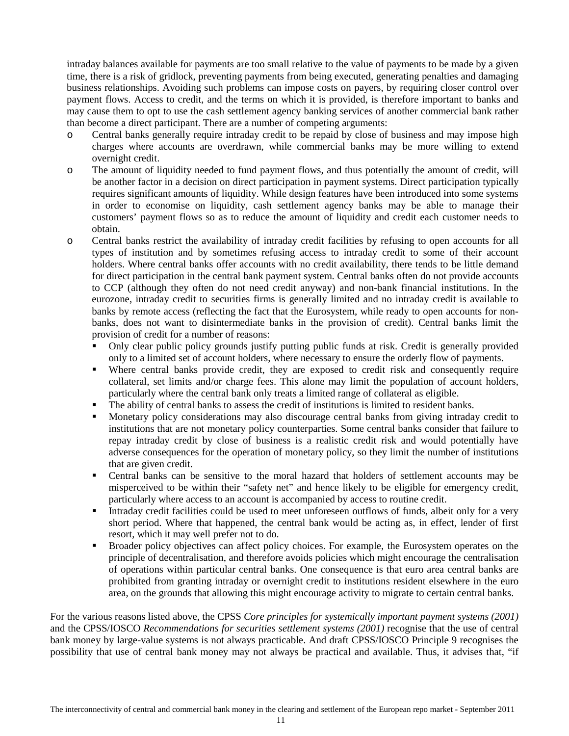intraday balances available for payments are too small relative to the value of payments to be made by a given time, there is a risk of gridlock, preventing payments from being executed, generating penalties and damaging business relationships. Avoiding such problems can impose costs on payers, by requiring closer control over payment flows. Access to credit, and the terms on which it is provided, is therefore important to banks and may cause them to opt to use the cash settlement agency banking services of another commercial bank rather than become a direct participant. There are a number of competing arguments:

- Central banks generally require intraday credit to be repaid by close of business and may impose high charges where accounts are overdrawn, while commercial banks may be more willing to extend overnight credit.
- The amount of liquidity needed to fund payment flows, and thus potentially the amount of credit, will be another factor in a decision on direct participation in payment systems. Direct participation typically requires significant amounts of liquidity. While design features have been introduced into some systems in order to economise on liquidity, cash settlement agency banks may be able to manage their customers' payment flows so as to reduce the amount of liquidity and credit each customer needs to obtain.
- Central banks restrict the availability of intraday credit facilities by refusing to open accounts for all types of institution and by sometimes refusing access to intraday credit to some of their account holders. Where central banks offer accounts with no credit availability, there tends to be little demand for direct participation in the central bank payment system. Central banks often do not provide accounts to CCP (although they often do not need credit anyway) and non-bank financial institutions. In the eurozone, intraday credit to securities firms is generally limited and no intraday credit is available to banks by remote access (reflecting the fact that the Eurosystem, while ready to open accounts for non-banks, does not want to disintermediate banks in the provision of credit). Central banks limit the provision of credit for a number of reasons:
  - Only clear public policy grounds justify putting public funds at risk. Credit is generally provided only to a limited set of account holders, where necessary to ensure the orderly flow of payments.
  - Where central banks provide credit, they are exposed to credit risk and consequently require collateral, set limits and/or charge fees. This alone may limit the population of account holders, particularly where the central bank only treats a limited range of collateral as eligible.
  - The ability of central banks to assess the credit of institutions is limited to resident banks.
  - Monetary policy considerations may also discourage central banks from giving intraday credit to institutions that are not monetary policy counterparties. Some central banks consider that failure to repay intraday credit by close of business is a realistic credit risk and would potentially have adverse consequences for the operation of monetary policy, so they limit the number of institutions that are given credit.
  - Central banks can be sensitive to the moral hazard that holders of settlement accounts may be misperceived to be within their "safety net" and hence likely to be eligible for emergency credit, particularly where access to an account is accompanied by access to routine credit.
  - Intraday credit facilities could be used to meet unforeseen outflows of funds, albeit only for a very short period. Where that happened, the central bank would be acting as, in effect, lender of first resort, which it may well prefer not to do.
  - Broader policy objectives can affect policy choices. For example, the Eurosystem operates on the principle of decentralisation, and therefore avoids policies which might encourage the centralisation of operations within particular central banks. One consequence is that euro area central banks are prohibited from granting intraday or overnight credit to institutions resident elsewhere in the euro area, on the grounds that allowing this might encourage activity to migrate to certain central banks.

For the various reasons listed above, the CPSS *Core principles for systemically important payment systems (2001)* and the CPSS/IOSCO *Recommendations for securities settlement systems (2001)* recognise that the use of central bank money by large-value systems is not always practicable. And draft CPSS/IOSCO Principle 9 recognises the possibility that use of central bank money may not always be practical and available. Thus, it advises that, "if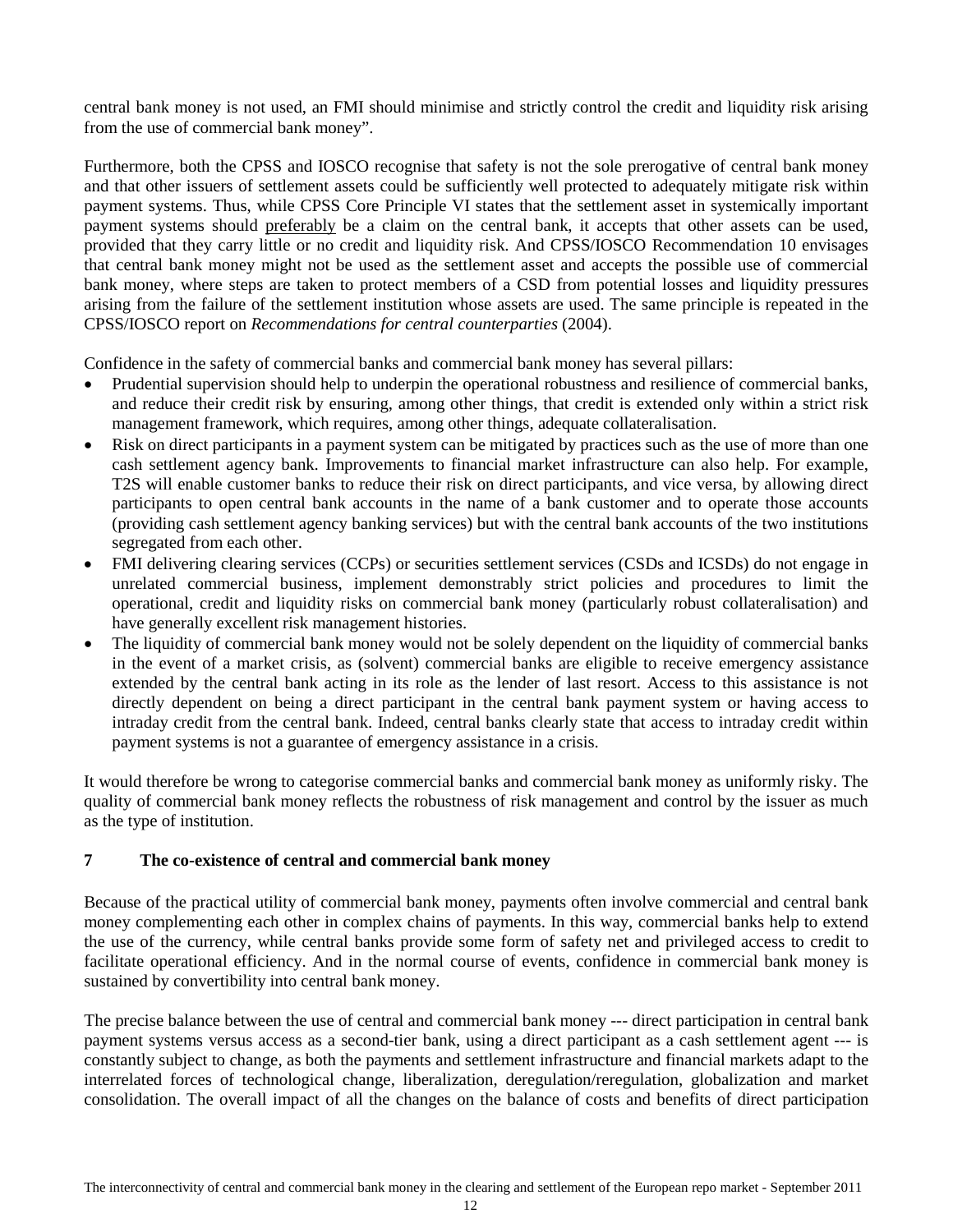central bank money is not used, an FMI should minimise and strictly control the credit and liquidity risk arising from the use of commercial bank money".

Furthermore, both the CPSS and IOSCO recognise that safety is not the sole prerogative of central bank money and that other issuers of settlement assets could be sufficiently well protected to adequately mitigate risk within payment systems. Thus, while CPSS Core Principle VI states that the settlement asset in systemically important payment systems should preferably be a claim on the central bank, it accepts that other assets can be used, provided that they carry little or no credit and liquidity risk. And CPSS/IOSCO Recommendation 10 envisages that central bank money might not be used as the settlement asset and accepts the possible use of commercial bank money, where steps are taken to protect members of a CSD from potential losses and liquidity pressures arising from the failure of the settlement institution whose assets are used. The same principle is repeated in the CPSS/IOSCO report on *Recommendations for central counterparties* (2004).

Confidence in the safety of commercial banks and commercial bank money has several pillars:

- Prudential supervision should help to underpin the operational robustness and resilience of commercial banks, and reduce their credit risk by ensuring, among other things, that credit is extended only within a strict risk management framework, which requires, among other things, adequate collateralisation.
- Risk on direct participants in a payment system can be mitigated by practices such as the use of more than one cash settlement agency bank. Improvements to financial market infrastructure can also help. For example, T2S will enable customer banks to reduce their risk on direct participants, and vice versa, by allowing direct participants to open central bank accounts in the name of a bank customer and to operate those accounts (providing cash settlement agency banking services) but with the central bank accounts of the two institutions segregated from each other.
- FMI delivering clearing services (CCPs) or securities settlement services (CSDs and ICSDs) do not engage in unrelated commercial business, implement demonstrably strict policies and procedures to limit the operational, credit and liquidity risks on commercial bank money (particularly robust collateralisation) and have generally excellent risk management histories.
- The liquidity of commercial bank money would not be solely dependent on the liquidity of commercial banks in the event of a market crisis, as (solvent) commercial banks are eligible to receive emergency assistance extended by the central bank acting in its role as the lender of last resort. Access to this assistance is not directly dependent on being a direct participant in the central bank payment system or having access to intraday credit from the central bank. Indeed, central banks clearly state that access to intraday credit within payment systems is not a guarantee of emergency assistance in a crisis.

It would therefore be wrong to categorise commercial banks and commercial bank money as uniformly risky. The quality of commercial bank money reflects the robustness of risk management and control by the issuer as much as the type of institution.

## 7 The co-existence of central and commercial bank money

Because of the practical utility of commercial bank money, payments often involve commercial and central bank money complementing each other in complex chains of payments. In this way, commercial banks help to extend the use of the currency, while central banks provide some form of safety net and privileged access to credit to facilitate operational efficiency. And in the normal course of events, confidence in commercial bank money is sustained by convertibility into central bank money.

The precise balance between the use of central and commercial bank money --- direct participation in central bank payment systems versus access as a second-tier bank, using a direct participant as a cash settlement agent --- is constantly subject to change, as both the payments and settlement infrastructure and financial markets adapt to the interrelated forces of technological change, liberalization, deregulation/reregulation, globalization and market consolidation. The overall impact of all the changes on the balance of costs and benefits of direct participation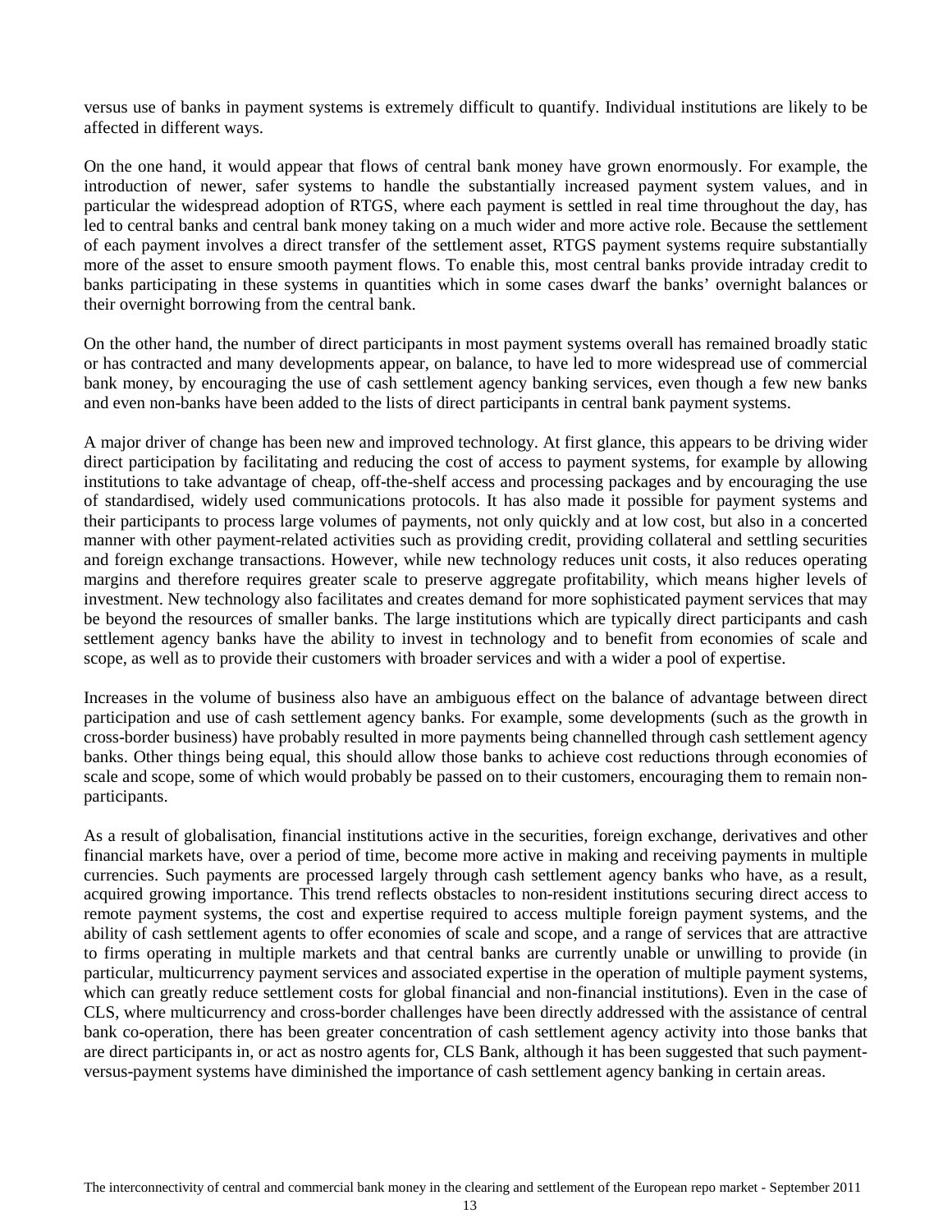versus use of banks in payment systems is extremely difficult to quantify. Individual institutions are likely to be affected in different ways.

On the one hand, it would appear that flows of central bank money have grown enormously. For example, the introduction of newer, safer systems to handle the substantially increased payment system values, and in particular the widespread adoption of RTGS, where each payment is settled in real time throughout the day, has led to central banks and central bank money taking on a much wider and more active role. Because the settlement of each payment involves a direct transfer of the settlement asset, RTGS payment systems require substantially more of the asset to ensure smooth payment flows. To enable this, most central banks provide intraday credit to banks participating in these systems in quantities which in some cases dwarf the banks' overnight balances or their overnight borrowing from the central bank.

On the other hand, the number of direct participants in most payment systems overall has remained broadly static or has contracted and many developments appear, on balance, to have led to more widespread use of commercial bank money, by encouraging the use of cash settlement agency banking services, even though a few new banks and even non-banks have been added to the lists of direct participants in central bank payment systems.

A major driver of change has been new and improved technology. At first glance, this appears to be driving wider direct participation by facilitating and reducing the cost of access to payment systems, for example by allowing institutions to take advantage of cheap, off-the-shelf access and processing packages and by encouraging the use of standardised, widely used communications protocols. It has also made it possible for payment systems and their participants to process large volumes of payments, not only quickly and at low cost, but also in a concerted manner with other payment-related activities such as providing credit, providing collateral and settling securities and foreign exchange transactions. However, while new technology reduces unit costs, it also reduces operating margins and therefore requires greater scale to preserve aggregate profitability, which means higher levels of investment. New technology also facilitates and creates demand for more sophisticated payment services that may be beyond the resources of smaller banks. The large institutions which are typically direct participants and cash settlement agency banks have the ability to invest in technology and to benefit from economies of scale and scope, as well as to provide their customers with broader services and with a wider a pool of expertise.

Increases in the volume of business also have an ambiguous effect on the balance of advantage between direct participation and use of cash settlement agency banks. For example, some developments (such as the growth in cross-border business) have probably resulted in more payments being channelled through cash settlement agency banks. Other things being equal, this should allow those banks to achieve cost reductions through economies of scale and scope, some of which would probably be passed on to their customers, encouraging them to remain non-participants.

As a result of globalisation, financial institutions active in the securities, foreign exchange, derivatives and other financial markets have, over a period of time, become more active in making and receiving payments in multiple currencies. Such payments are processed largely through cash settlement agency banks who have, as a result, acquired growing importance. This trend reflects obstacles to non-resident institutions securing direct access to remote payment systems, the cost and expertise required to access multiple foreign payment systems, and the ability of cash settlement agents to offer economies of scale and scope, and a range of services that are attractive to firms operating in multiple markets and that central banks are currently unable or unwilling to provide (in particular, multicurrency payment services and associated expertise in the operation of multiple payment systems, which can greatly reduce settlement costs for global financial and non-financial institutions). Even in the case of CLS, where multicurrency and cross-border challenges have been directly addressed with the assistance of central bank co-operation, there has been greater concentration of cash settlement agency activity into those banks that are direct participants in, or act as nostro agents for, CLS Bank, although it has been suggested that such payment-versus-payment systems have diminished the importance of cash settlement agency banking in certain areas.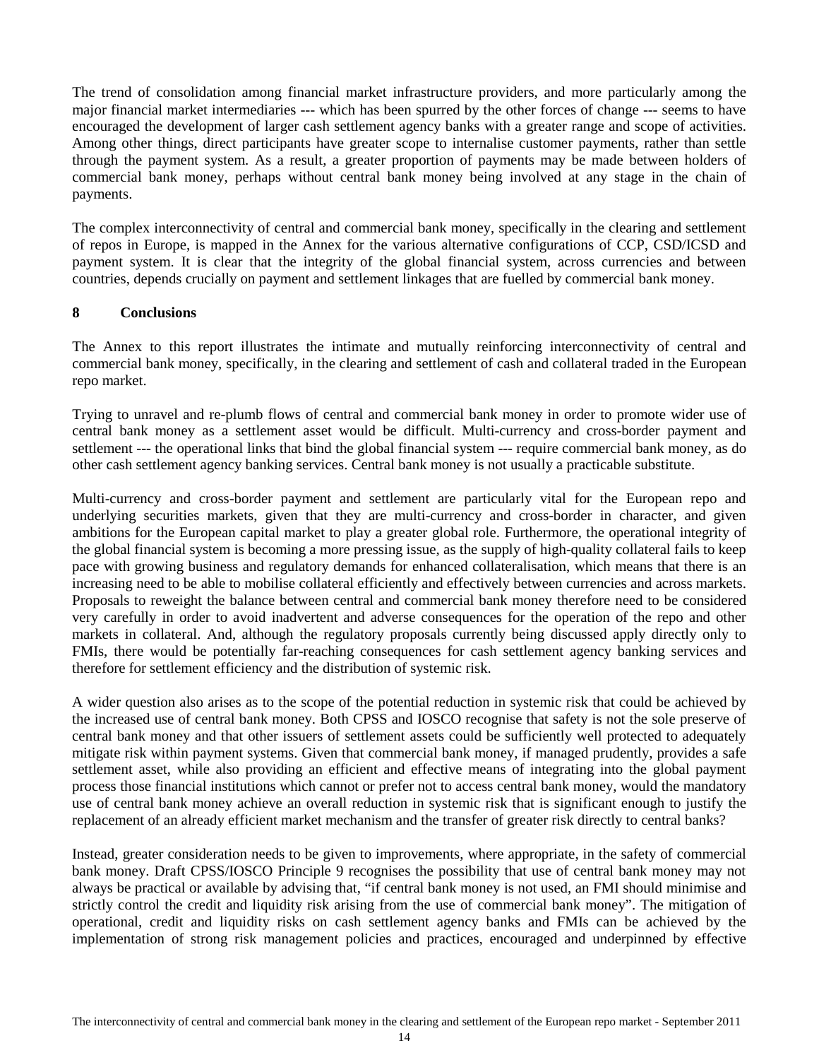The trend of consolidation among financial market infrastructure providers, and more particularly among the major financial market intermediaries --- which has been spurred by the other forces of change --- seems to have encouraged the development of larger cash settlement agency banks with a greater range and scope of activities. Among other things, direct participants have greater scope to internalise customer payments, rather than settle through the payment system. As a result, a greater proportion of payments may be made between holders of commercial bank money, perhaps without central bank money being involved at any stage in the chain of payments.

The complex interconnectivity of central and commercial bank money, specifically in the clearing and settlement of repos in Europe, is mapped in the Annex for the various alternative configurations of CCP, CSD/ICSD and payment system. It is clear that the integrity of the global financial system, across currencies and between countries, depends crucially on payment and settlement linkages that are fuelled by commercial bank money.

## 8 Conclusions

The Annex to this report illustrates the intimate and mutually reinforcing interconnectivity of central and commercial bank money, specifically, in the clearing and settlement of cash and collateral traded in the European repo market.

Trying to unravel and re-plumb flows of central and commercial bank money in order to promote wider use of central bank money as a settlement asset would be difficult. Multi-currency and cross-border payment and settlement --- the operational links that bind the global financial system --- require commercial bank money, as do other cash settlement agency banking services. Central bank money is not usually a practicable substitute.

Multi-currency and cross-border payment and settlement are particularly vital for the European repo and underlying securities markets, given that they are multi-currency and cross-border in character, and given ambitions for the European capital market to play a greater global role. Furthermore, the operational integrity of the global financial system is becoming a more pressing issue, as the supply of high-quality collateral fails to keep pace with growing business and regulatory demands for enhanced collateralisation, which means that there is an increasing need to be able to mobilise collateral efficiently and effectively between currencies and across markets. Proposals to reweight the balance between central and commercial bank money therefore need to be considered very carefully in order to avoid inadvertent and adverse consequences for the operation of the repo and other markets in collateral. And, although the regulatory proposals currently being discussed apply directly only to FMIs, there would be potentially far-reaching consequences for cash settlement agency banking services and therefore for settlement efficiency and the distribution of systemic risk.

A wider question also arises as to the scope of the potential reduction in systemic risk that could be achieved by the increased use of central bank money. Both CPSS and IOSCO recognise that safety is not the sole preserve of central bank money and that other issuers of settlement assets could be sufficiently well protected to adequately mitigate risk within payment systems. Given that commercial bank money, if managed prudently, provides a safe settlement asset, while also providing an efficient and effective means of integrating into the global payment process those financial institutions which cannot or prefer not to access central bank money, would the mandatory use of central bank money achieve an overall reduction in systemic risk that is significant enough to justify the replacement of an already efficient market mechanism and the transfer of greater risk directly to central banks?

Instead, greater consideration needs to be given to improvements, where appropriate, in the safety of commercial bank money. Draft CPSS/IOSCO Principle 9 recognises the possibility that use of central bank money may not always be practical or available by advising that, "if central bank money is not used, an FMI should minimise and strictly control the credit and liquidity risk arising from the use of commercial bank money". The mitigation of operational, credit and liquidity risks on cash settlement agency banks and FMIs can be achieved by the implementation of strong risk management policies and practices, encouraged and underpinned by effective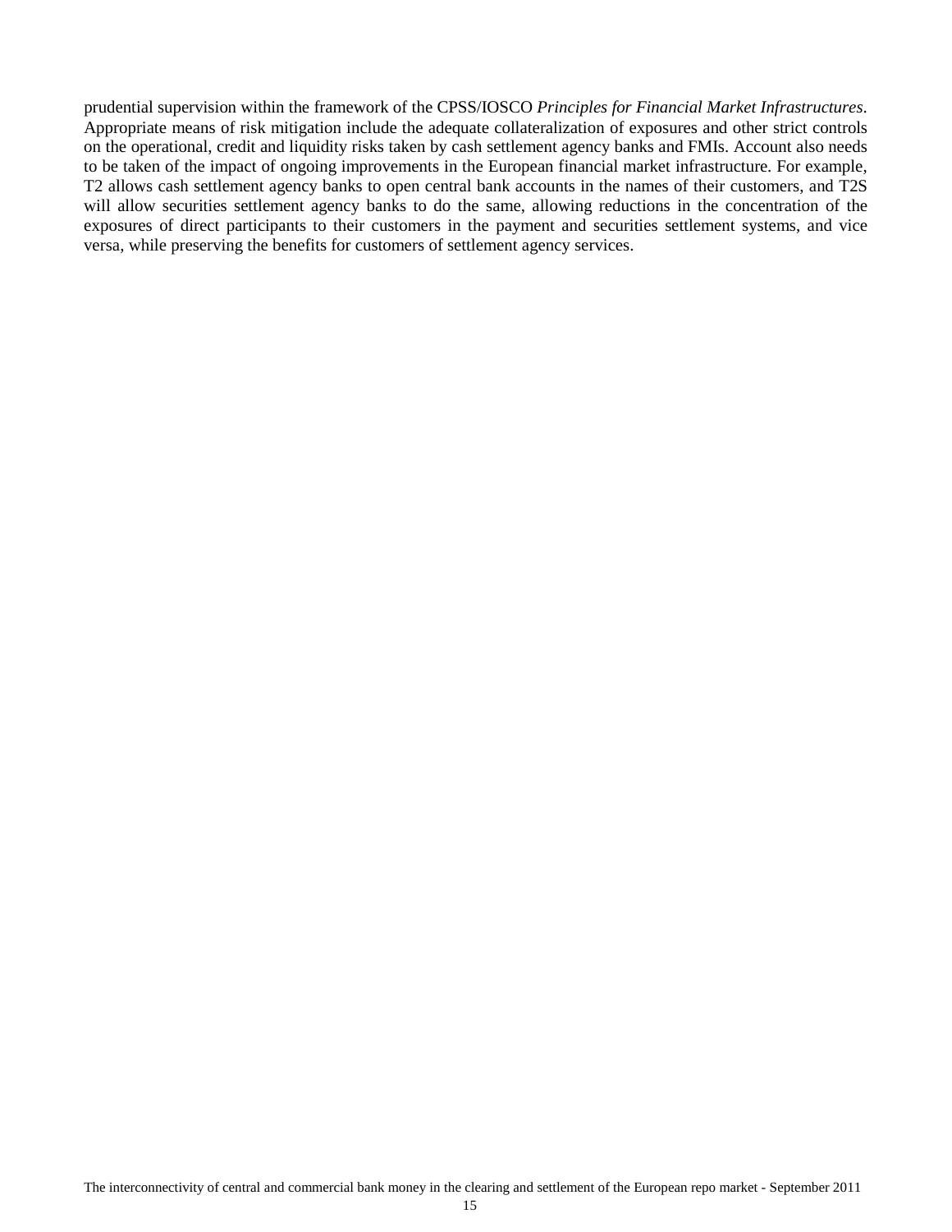prudential supervision within the framework of the CPSS/IOSCO *Principles for Financial Market Infrastructures*. Appropriate means of risk mitigation include the adequate collateralization of exposures and other strict controls on the operational, credit and liquidity risks taken by cash settlement agency banks and FMIs. Account also needs to be taken of the impact of ongoing improvements in the European financial market infrastructure. For example, T2 allows cash settlement agency banks to open central bank accounts in the names of their customers, and T2S will allow securities settlement agency banks to do the same, allowing reductions in the concentration of the exposures of direct participants to their customers in the payment and securities settlement systems, and vice versa, while preserving the benefits for customers of settlement agency services.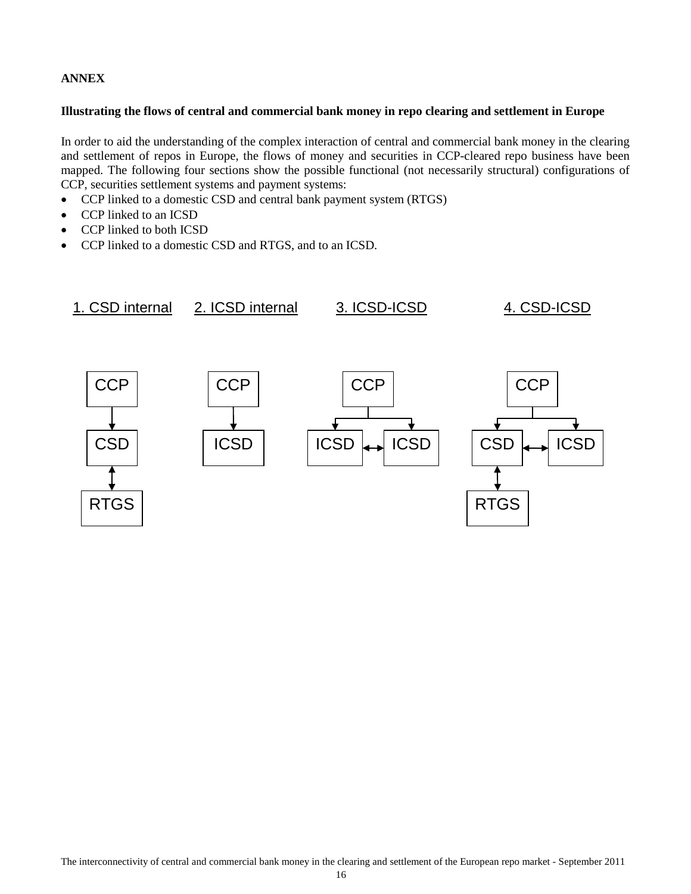**ANNEX**

**Illustrating the flows of central and commercial bank money in repo clearing and settlement in Europe**

In order to aid the understanding of the complex interaction of central and commercial bank money in the clearing and settlement of repos in Europe, the flows of money and securities in CCP-cleared repo business have been mapped. The following four sections show the possible functional (not necessarily structural) configurations of CCP, securities settlement systems and payment systems:

- CCP linked to a domestic CSD and central bank payment system (RTGS)
- CCP linked to an ICSD
- CCP linked to both ICSD
- CCP linked to a domestic CSD and RTGS, and to an ICSD.

1. CSD internal — CCP → CSD ↔ RTGS

2. ICSD internal — CCP → ICSD

3. ICSD-ICSD — CCP → ICSD ↔ ICSD (CCP linked to both ICSDs)

4. CSD-ICSD — CCP → CSD ↔ ICSD (CCP linked to both); CSD ↔ RTGS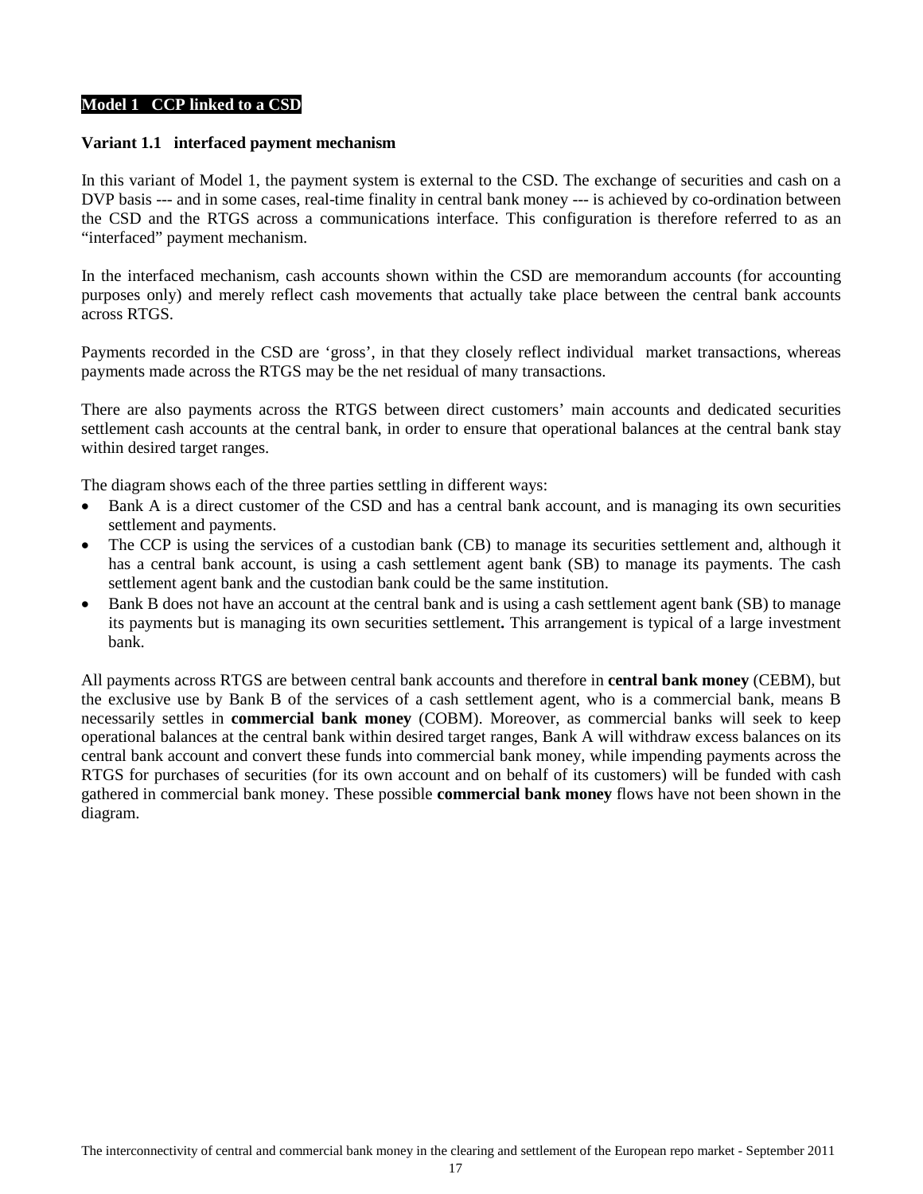## Model 1 CCP linked to a CSD

### Variant 1.1 interfaced payment mechanism

In this variant of Model 1, the payment system is external to the CSD. The exchange of securities and cash on a DVP basis --- and in some cases, real-time finality in central bank money --- is achieved by co-ordination between the CSD and the RTGS across a communications interface. This configuration is therefore referred to as an "interfaced" payment mechanism.

In the interfaced mechanism, cash accounts shown within the CSD are memorandum accounts (for accounting purposes only) and merely reflect cash movements that actually take place between the central bank accounts across RTGS.

Payments recorded in the CSD are 'gross', in that they closely reflect individual market transactions, whereas payments made across the RTGS may be the net residual of many transactions.

There are also payments across the RTGS between direct customers' main accounts and dedicated securities settlement cash accounts at the central bank, in order to ensure that operational balances at the central bank stay within desired target ranges.

The diagram shows each of the three parties settling in different ways:

- Bank A is a direct customer of the CSD and has a central bank account, and is managing its own securities settlement and payments.
- The CCP is using the services of a custodian bank (CB) to manage its securities settlement and, although it has a central bank account, is using a cash settlement agent bank (SB) to manage its payments. The cash settlement agent bank and the custodian bank could be the same institution.
- Bank B does not have an account at the central bank and is using a cash settlement agent bank (SB) to manage its payments but is managing its own securities settlement**.** This arrangement is typical of a large investment bank.

All payments across RTGS are between central bank accounts and therefore in **central bank money** (CEBM), but the exclusive use by Bank B of the services of a cash settlement agent, who is a commercial bank, means B necessarily settles in **commercial bank money** (COBM). Moreover, as commercial banks will seek to keep operational balances at the central bank within desired target ranges, Bank A will withdraw excess balances on its central bank account and convert these funds into commercial bank money, while impending payments across the RTGS for purchases of securities (for its own account and on behalf of its customers) will be funded with cash gathered in commercial bank money. These possible **commercial bank money** flows have not been shown in the diagram.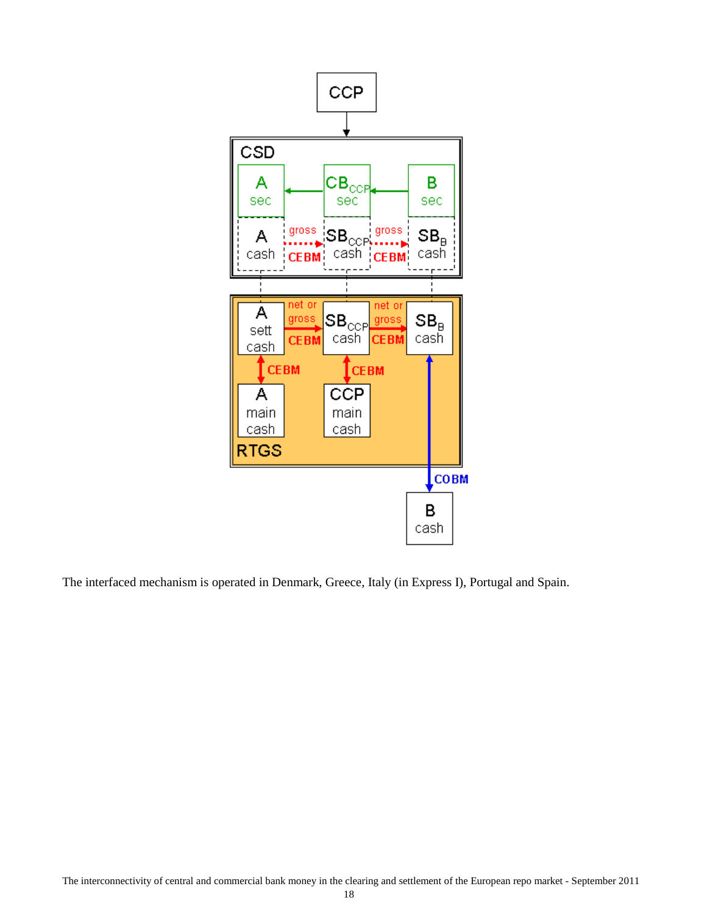The interfaced mechanism is operated in Denmark, Greece, Italy (in Express I), Portugal and Spain.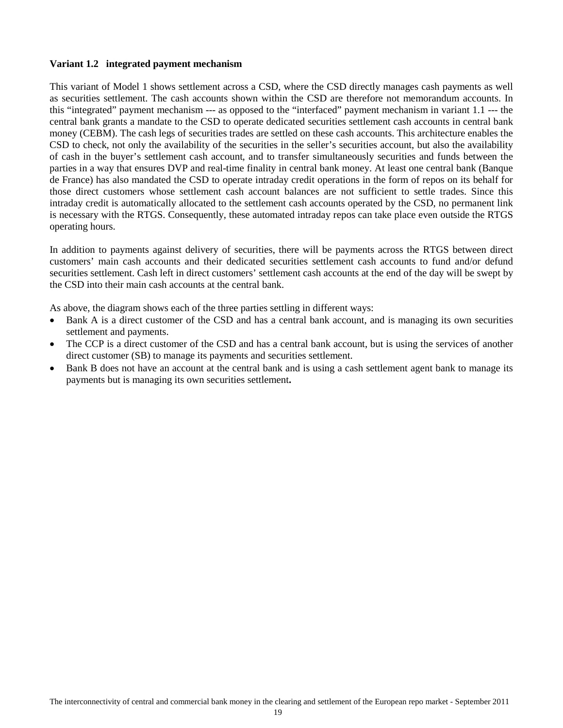### **Variant 1.2 integrated payment mechanism**

This variant of Model 1 shows settlement across a CSD, where the CSD directly manages cash payments as well as securities settlement. The cash accounts shown within the CSD are therefore not memorandum accounts. In this "integrated" payment mechanism --- as opposed to the "interfaced" payment mechanism in variant 1.1 --- the central bank grants a mandate to the CSD to operate dedicated securities settlement cash accounts in central bank money (CEBM). The cash legs of securities trades are settled on these cash accounts. This architecture enables the CSD to check, not only the availability of the securities in the seller's securities account, but also the availability of cash in the buyer's settlement cash account, and to transfer simultaneously securities and funds between the parties in a way that ensures DVP and real-time finality in central bank money. At least one central bank (Banque de France) has also mandated the CSD to operate intraday credit operations in the form of repos on its behalf for those direct customers whose settlement cash account balances are not sufficient to settle trades. Since this intraday credit is automatically allocated to the settlement cash accounts operated by the CSD, no permanent link is necessary with the RTGS. Consequently, these automated intraday repos can take place even outside the RTGS operating hours.

In addition to payments against delivery of securities, there will be payments across the RTGS between direct customers' main cash accounts and their dedicated securities settlement cash accounts to fund and/or defund securities settlement. Cash left in direct customers' settlement cash accounts at the end of the day will be swept by the CSD into their main cash accounts at the central bank.

As above, the diagram shows each of the three parties settling in different ways:

- Bank A is a direct customer of the CSD and has a central bank account, and is managing its own securities settlement and payments.
- The CCP is a direct customer of the CSD and has a central bank account, but is using the services of another direct customer (SB) to manage its payments and securities settlement.
- Bank B does not have an account at the central bank and is using a cash settlement agent bank to manage its payments but is managing its own securities settlement**.**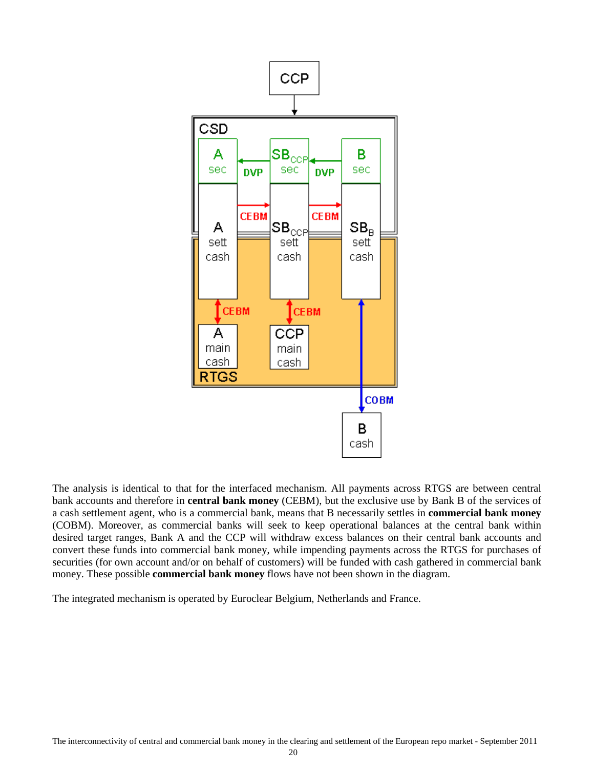The analysis is identical to that for the interfaced mechanism. All payments across RTGS are between central bank accounts and therefore in **central bank money** (CEBM), but the exclusive use by Bank B of the services of a cash settlement agent, who is a commercial bank, means that B necessarily settles in **commercial bank money** (COBM). Moreover, as commercial banks will seek to keep operational balances at the central bank within desired target ranges, Bank A and the CCP will withdraw excess balances on their central bank accounts and convert these funds into commercial bank money, while impending payments across the RTGS for purchases of securities (for own account and/or on behalf of customers) will be funded with cash gathered in commercial bank money. These possible **commercial bank money** flows have not been shown in the diagram.

The integrated mechanism is operated by Euroclear Belgium, Netherlands and France.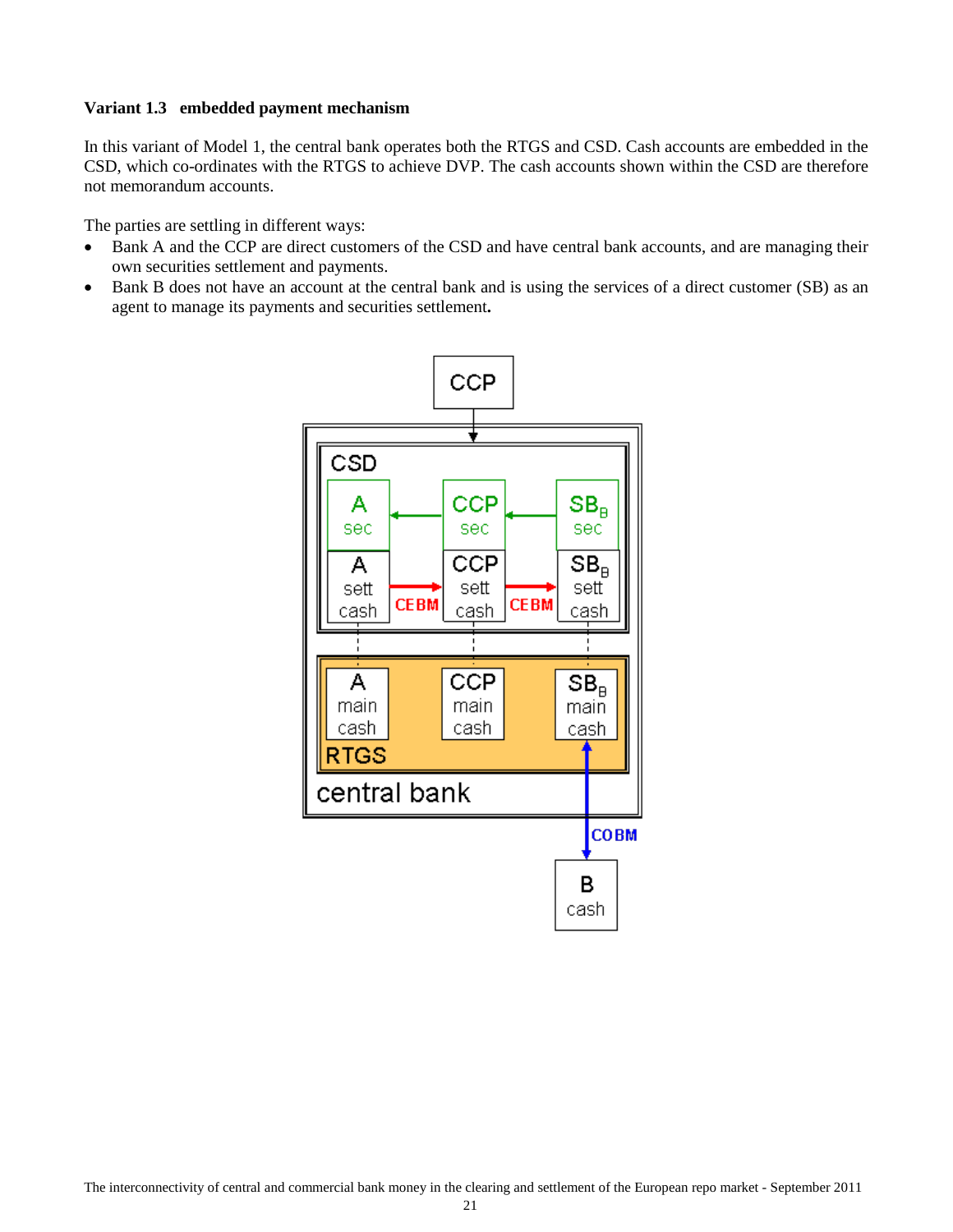**Variant 1.3 embedded payment mechanism**

In this variant of Model 1, the central bank operates both the RTGS and CSD. Cash accounts are embedded in the CSD, which co-ordinates with the RTGS to achieve DVP. The cash accounts shown within the CSD are therefore not memorandum accounts.

The parties are settling in different ways:

- Bank A and the CCP are direct customers of the CSD and have central bank accounts, and are managing their own securities settlement and payments.
- Bank B does not have an account at the central bank and is using the services of a direct customer (SB) as an agent to manage its payments and securities settlement.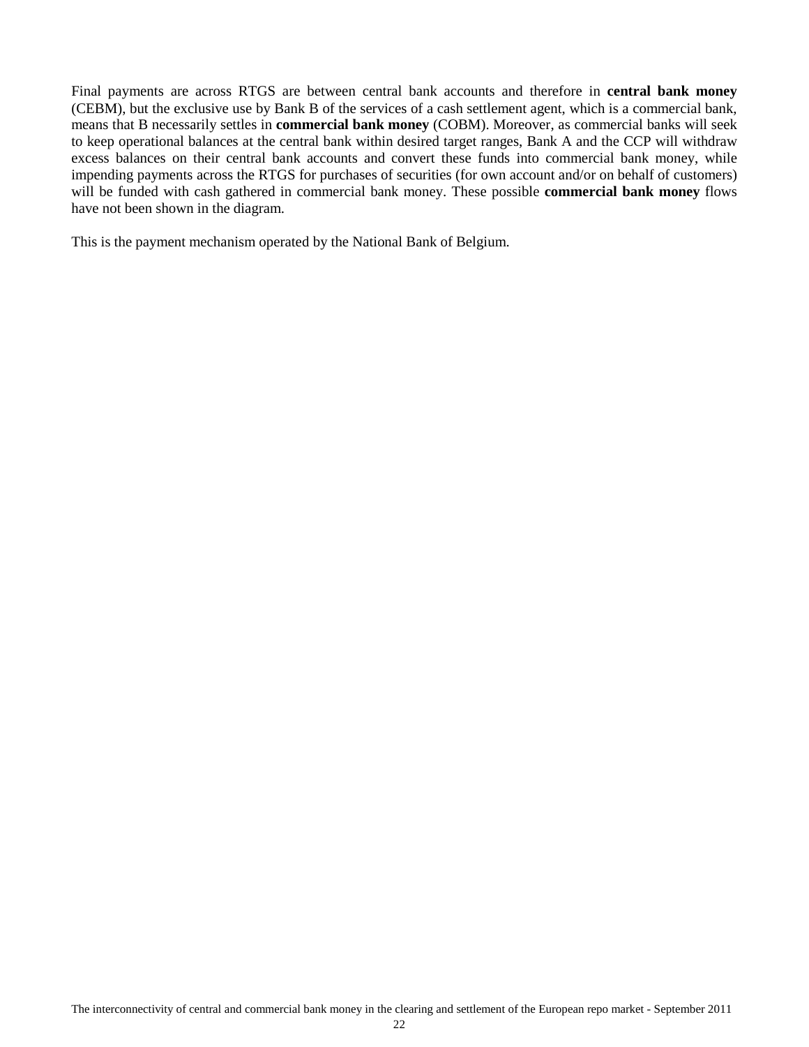Final payments are across RTGS are between central bank accounts and therefore in **central bank money** (CEBM), but the exclusive use by Bank B of the services of a cash settlement agent, which is a commercial bank, means that B necessarily settles in **commercial bank money** (COBM). Moreover, as commercial banks will seek to keep operational balances at the central bank within desired target ranges, Bank A and the CCP will withdraw excess balances on their central bank accounts and convert these funds into commercial bank money, while impending payments across the RTGS for purchases of securities (for own account and/or on behalf of customers) will be funded with cash gathered in commercial bank money. These possible **commercial bank money** flows have not been shown in the diagram.

This is the payment mechanism operated by the National Bank of Belgium.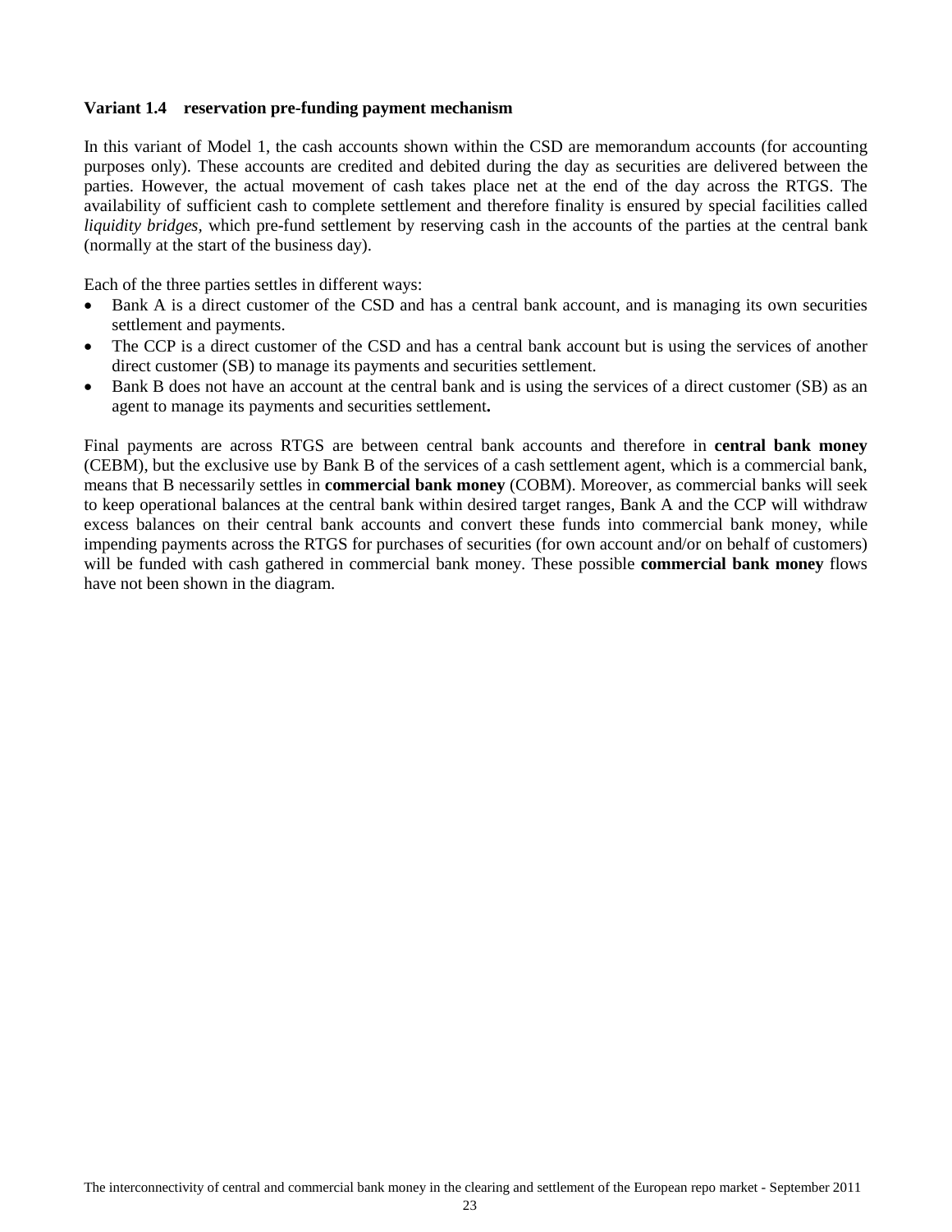### Variant 1.4 reservation pre-funding payment mechanism

In this variant of Model 1, the cash accounts shown within the CSD are memorandum accounts (for accounting purposes only). These accounts are credited and debited during the day as securities are delivered between the parties. However, the actual movement of cash takes place net at the end of the day across the RTGS. The availability of sufficient cash to complete settlement and therefore finality is ensured by special facilities called *liquidity bridges,* which pre-fund settlement by reserving cash in the accounts of the parties at the central bank (normally at the start of the business day).

Each of the three parties settles in different ways:

- Bank A is a direct customer of the CSD and has a central bank account, and is managing its own securities settlement and payments.
- The CCP is a direct customer of the CSD and has a central bank account but is using the services of another direct customer (SB) to manage its payments and securities settlement.
- Bank B does not have an account at the central bank and is using the services of a direct customer (SB) as an agent to manage its payments and securities settlement**.**

Final payments are across RTGS are between central bank accounts and therefore in **central bank money** (CEBM), but the exclusive use by Bank B of the services of a cash settlement agent, which is a commercial bank, means that B necessarily settles in **commercial bank money** (COBM). Moreover, as commercial banks will seek to keep operational balances at the central bank within desired target ranges, Bank A and the CCP will withdraw excess balances on their central bank accounts and convert these funds into commercial bank money, while impending payments across the RTGS for purchases of securities (for own account and/or on behalf of customers) will be funded with cash gathered in commercial bank money. These possible **commercial bank money** flows have not been shown in the diagram.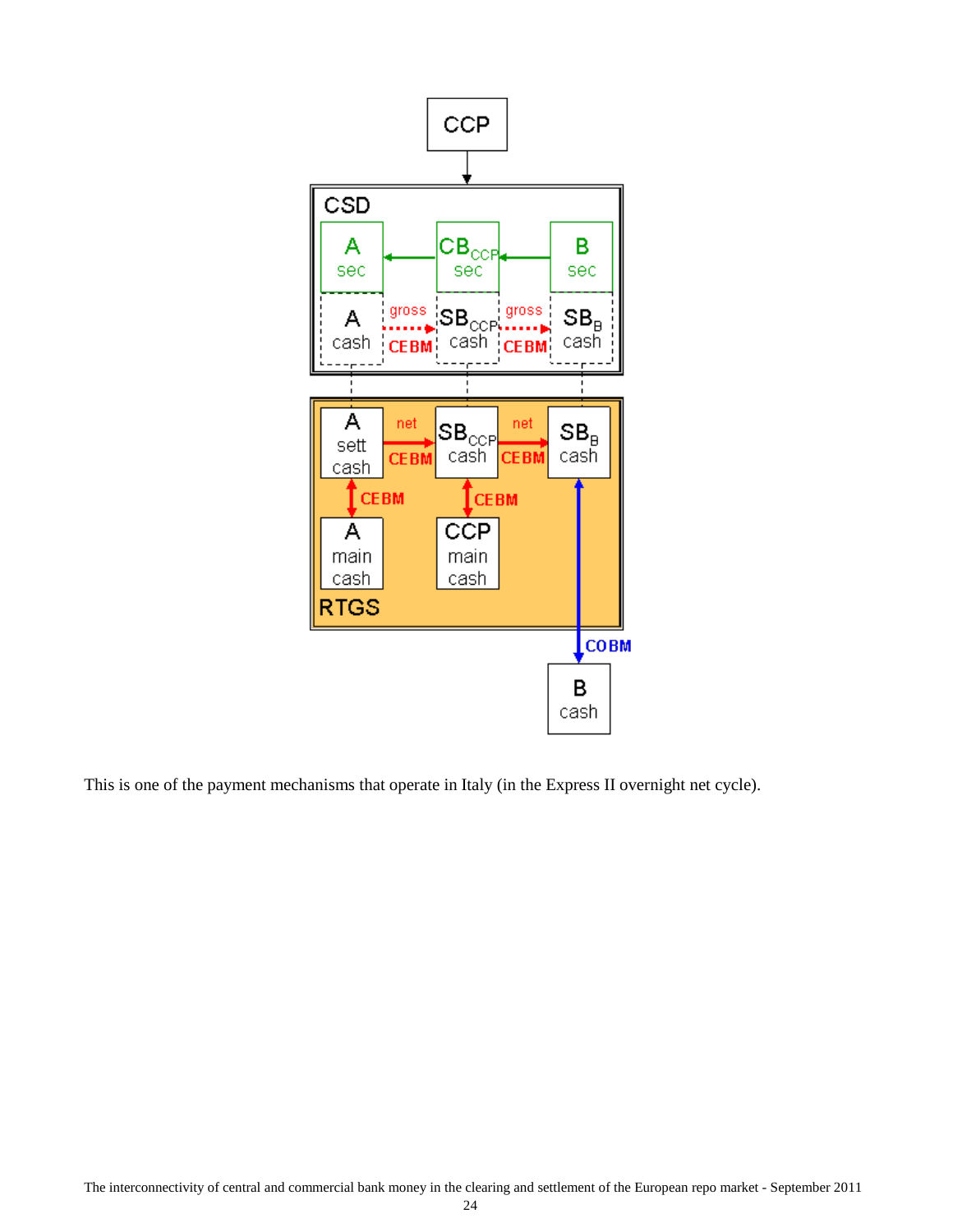This is one of the payment mechanisms that operate in Italy (in the Express II overnight net cycle).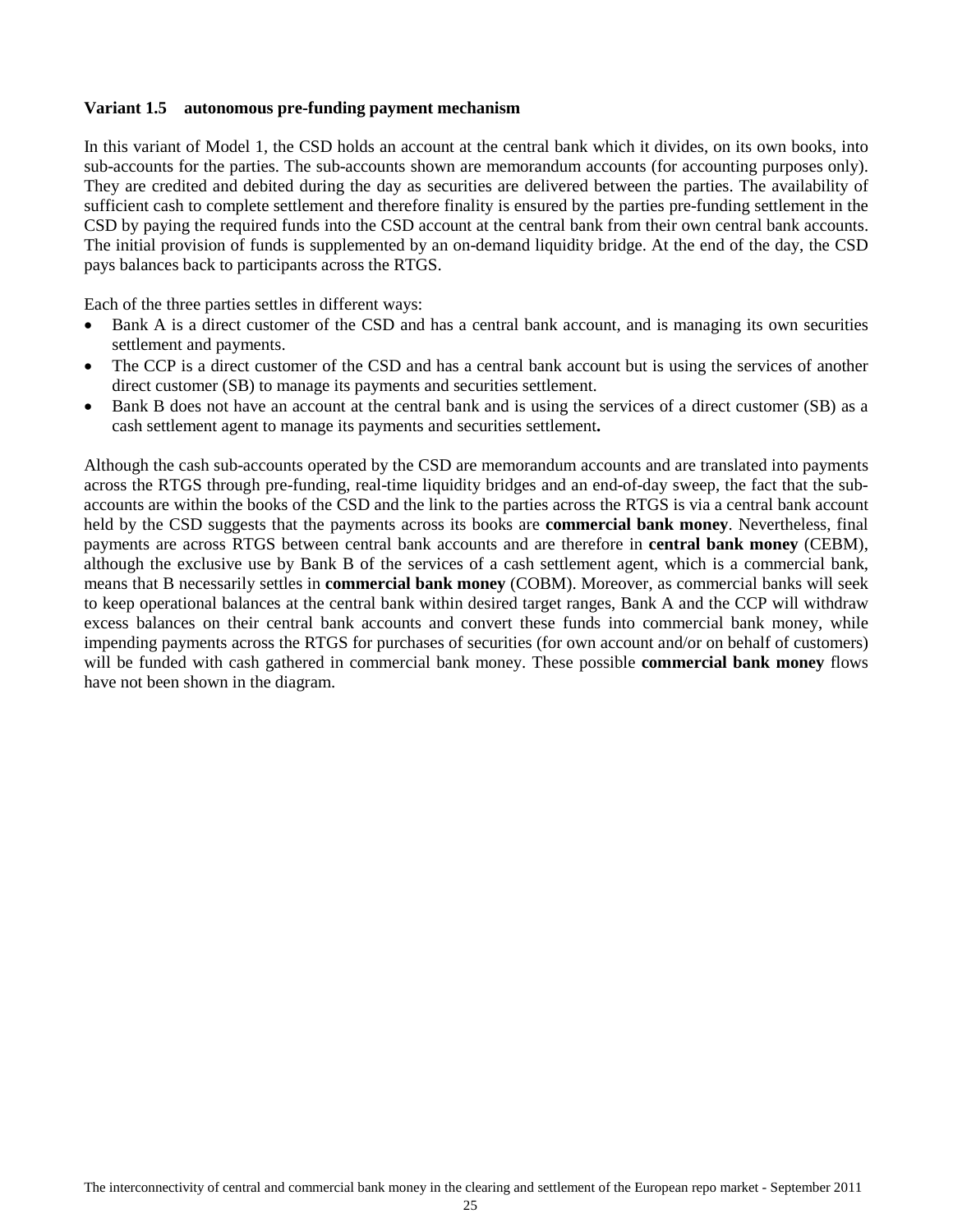### Variant 1.5 autonomous pre-funding payment mechanism

In this variant of Model 1, the CSD holds an account at the central bank which it divides, on its own books, into sub-accounts for the parties. The sub-accounts shown are memorandum accounts (for accounting purposes only). They are credited and debited during the day as securities are delivered between the parties. The availability of sufficient cash to complete settlement and therefore finality is ensured by the parties pre-funding settlement in the CSD by paying the required funds into the CSD account at the central bank from their own central bank accounts. The initial provision of funds is supplemented by an on-demand liquidity bridge. At the end of the day, the CSD pays balances back to participants across the RTGS.

Each of the three parties settles in different ways:

- Bank A is a direct customer of the CSD and has a central bank account, and is managing its own securities settlement and payments.
- The CCP is a direct customer of the CSD and has a central bank account but is using the services of another direct customer (SB) to manage its payments and securities settlement.
- Bank B does not have an account at the central bank and is using the services of a direct customer (SB) as a cash settlement agent to manage its payments and securities settlement**.**

Although the cash sub-accounts operated by the CSD are memorandum accounts and are translated into payments across the RTGS through pre-funding, real-time liquidity bridges and an end-of-day sweep, the fact that the sub-accounts are within the books of the CSD and the link to the parties across the RTGS is via a central bank account held by the CSD suggests that the payments across its books are **commercial bank money**. Nevertheless, final payments are across RTGS between central bank accounts and are therefore in **central bank money** (CEBM), although the exclusive use by Bank B of the services of a cash settlement agent, which is a commercial bank, means that B necessarily settles in **commercial bank money** (COBM). Moreover, as commercial banks will seek to keep operational balances at the central bank within desired target ranges, Bank A and the CCP will withdraw excess balances on their central bank accounts and convert these funds into commercial bank money, while impending payments across the RTGS for purchases of securities (for own account and/or on behalf of customers) will be funded with cash gathered in commercial bank money. These possible **commercial bank money** flows have not been shown in the diagram.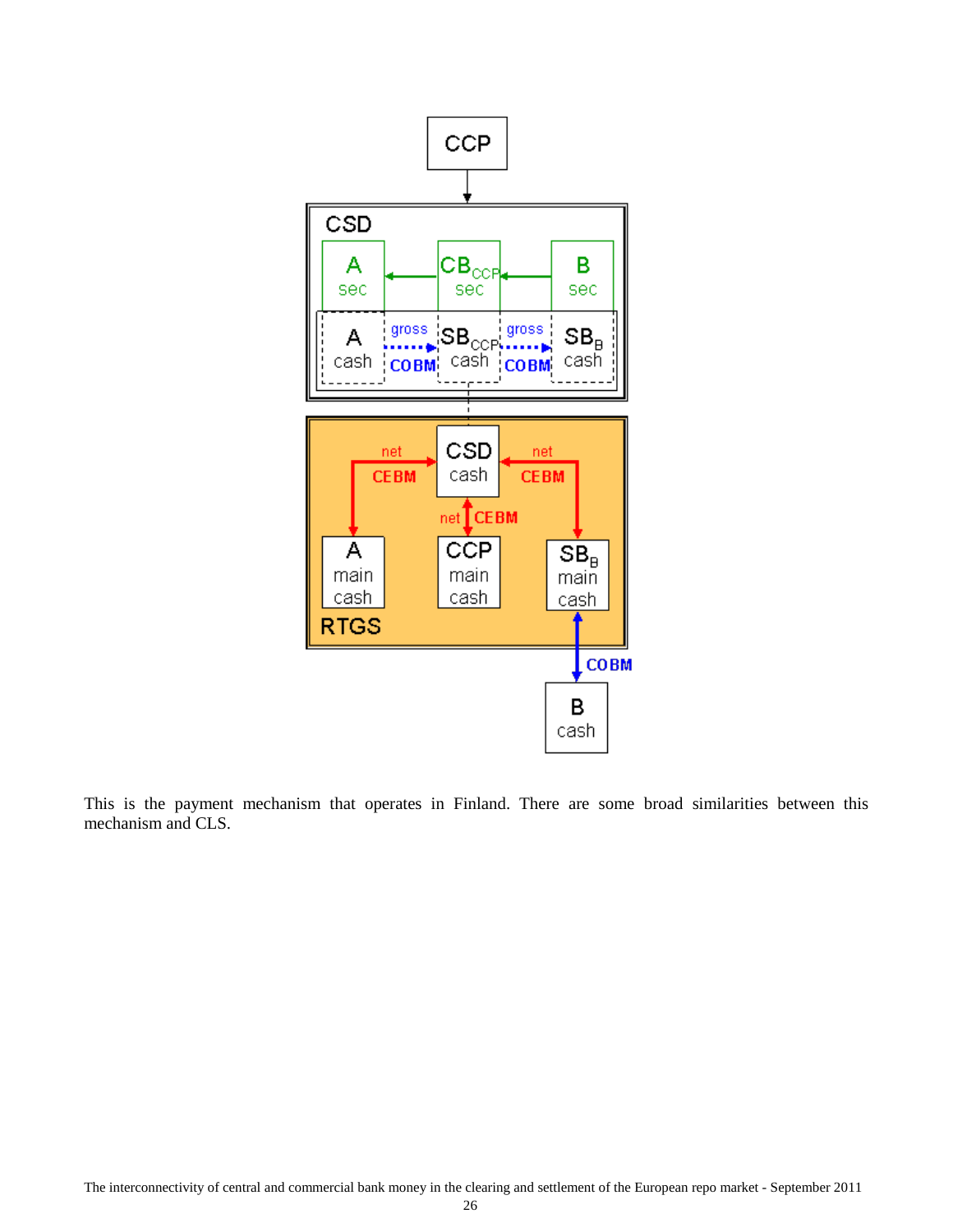This is the payment mechanism that operates in Finland. There are some broad similarities between this mechanism and CLS.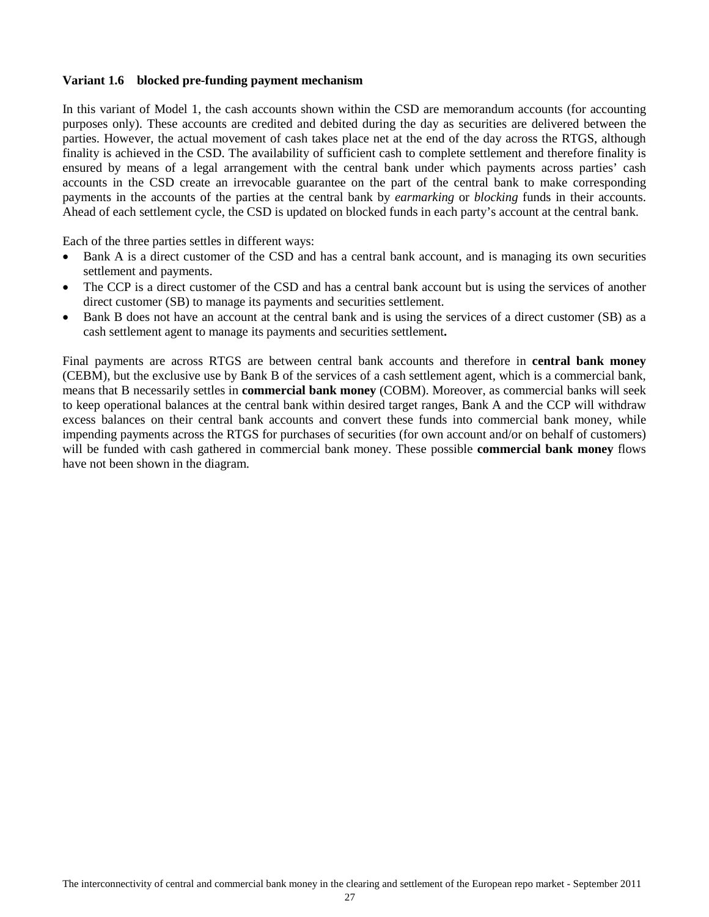**Variant 1.6 blocked pre-funding payment mechanism**

In this variant of Model 1, the cash accounts shown within the CSD are memorandum accounts (for accounting purposes only). These accounts are credited and debited during the day as securities are delivered between the parties. However, the actual movement of cash takes place net at the end of the day across the RTGS, although finality is achieved in the CSD. The availability of sufficient cash to complete settlement and therefore finality is ensured by means of a legal arrangement with the central bank under which payments across parties' cash accounts in the CSD create an irrevocable guarantee on the part of the central bank to make corresponding payments in the accounts of the parties at the central bank by *earmarking* or *blocking* funds in their accounts. Ahead of each settlement cycle, the CSD is updated on blocked funds in each party's account at the central bank.

Each of the three parties settles in different ways:

- Bank A is a direct customer of the CSD and has a central bank account, and is managing its own securities settlement and payments.
- The CCP is a direct customer of the CSD and has a central bank account but is using the services of another direct customer (SB) to manage its payments and securities settlement.
- Bank B does not have an account at the central bank and is using the services of a direct customer (SB) as a cash settlement agent to manage its payments and securities settlement**.**

Final payments are across RTGS are between central bank accounts and therefore in **central bank money** (CEBM), but the exclusive use by Bank B of the services of a cash settlement agent, which is a commercial bank, means that B necessarily settles in **commercial bank money** (COBM). Moreover, as commercial banks will seek to keep operational balances at the central bank within desired target ranges, Bank A and the CCP will withdraw excess balances on their central bank accounts and convert these funds into commercial bank money, while impending payments across the RTGS for purchases of securities (for own account and/or on behalf of customers) will be funded with cash gathered in commercial bank money. These possible **commercial bank money** flows have not been shown in the diagram.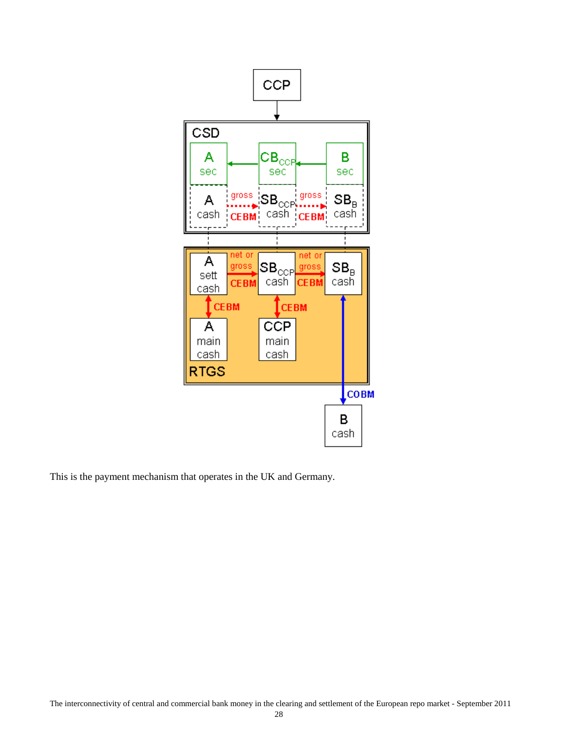This is the payment mechanism that operates in the UK and Germany.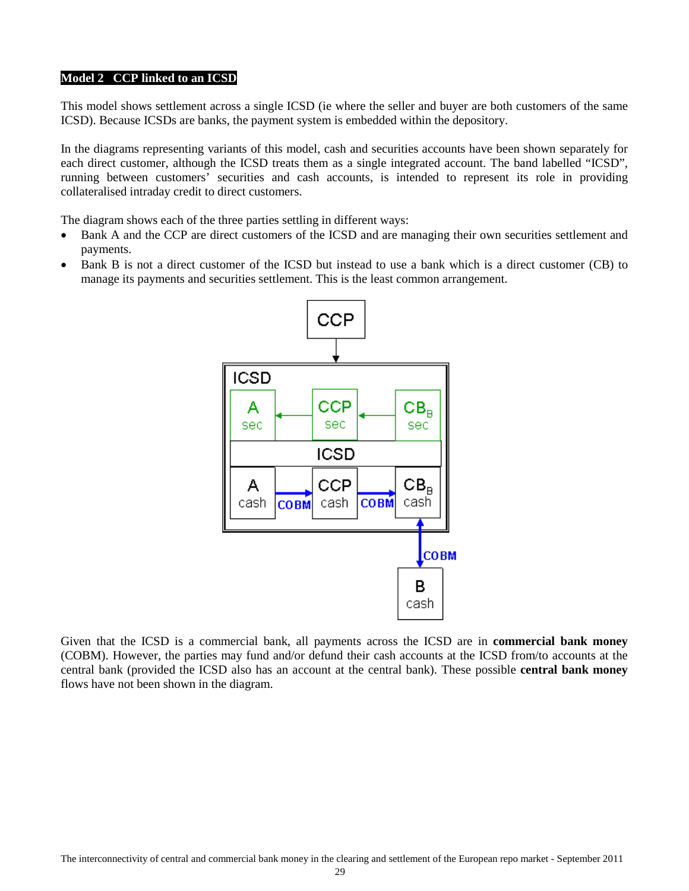**Model 2 CCP linked to an ICSD**

This model shows settlement across a single ICSD (ie where the seller and buyer are both customers of the same ICSD). Because ICSDs are banks, the payment system is embedded within the depository.

In the diagrams representing variants of this model, cash and securities accounts have been shown separately for each direct customer, although the ICSD treats them as a single integrated account. The band labelled "ICSD", running between customers' securities and cash accounts, is intended to represent its role in providing collateralised intraday credit to direct customers.

The diagram shows each of the three parties settling in different ways:

- Bank A and the CCP are direct customers of the ICSD and are managing their own securities settlement and payments.
- Bank B is not a direct customer of the ICSD but instead to use a bank which is a direct customer (CB) to manage its payments and securities settlement. This is the least common arrangement.

Given that the ICSD is a commercial bank, all payments across the ICSD are in **commercial bank money** (COBM). However, the parties may fund and/or defund their cash accounts at the ICSD from/to accounts at the central bank (provided the ICSD also has an account at the central bank). These possible **central bank money** flows have not been shown in the diagram.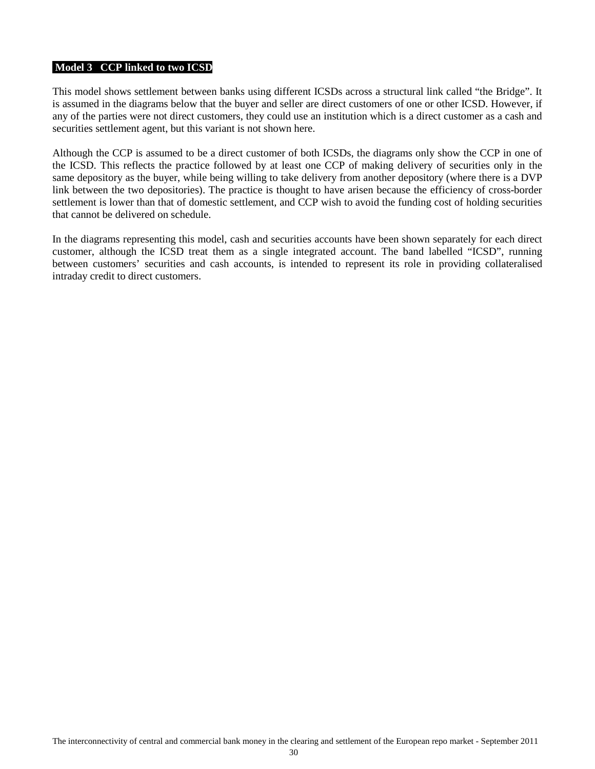## Model 3 CCP linked to two ICSD

This model shows settlement between banks using different ICSDs across a structural link called "the Bridge". It is assumed in the diagrams below that the buyer and seller are direct customers of one or other ICSD. However, if any of the parties were not direct customers, they could use an institution which is a direct customer as a cash and securities settlement agent, but this variant is not shown here.

Although the CCP is assumed to be a direct customer of both ICSDs, the diagrams only show the CCP in one of the ICSD. This reflects the practice followed by at least one CCP of making delivery of securities only in the same depository as the buyer, while being willing to take delivery from another depository (where there is a DVP link between the two depositories). The practice is thought to have arisen because the efficiency of cross-border settlement is lower than that of domestic settlement, and CCP wish to avoid the funding cost of holding securities that cannot be delivered on schedule.

In the diagrams representing this model, cash and securities accounts have been shown separately for each direct customer, although the ICSD treat them as a single integrated account. The band labelled "ICSD", running between customers' securities and cash accounts, is intended to represent its role in providing collateralised intraday credit to direct customers.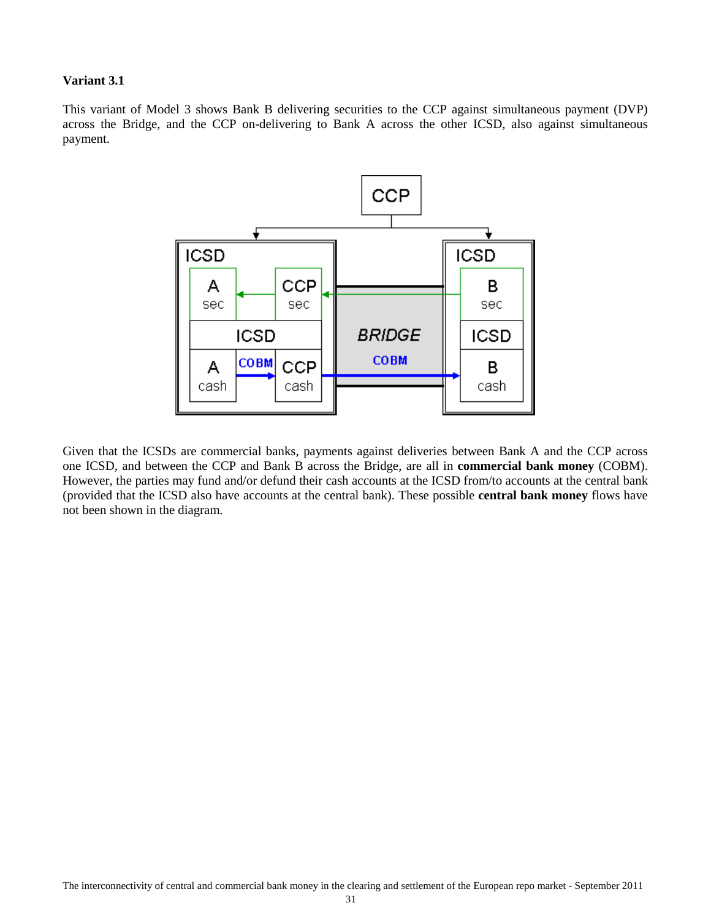**Variant 3.1**

This variant of Model 3 shows Bank B delivering securities to the CCP against simultaneous payment (DVP) across the Bridge, and the CCP on-delivering to Bank A across the other ICSD, also against simultaneous payment.

Given that the ICSDs are commercial banks, payments against deliveries between Bank A and the CCP across one ICSD, and between the CCP and Bank B across the Bridge, are all in **commercial bank money** (COBM). However, the parties may fund and/or defund their cash accounts at the ICSD from/to accounts at the central bank (provided that the ICSD also have accounts at the central bank). These possible **central bank money** flows have not been shown in the diagram.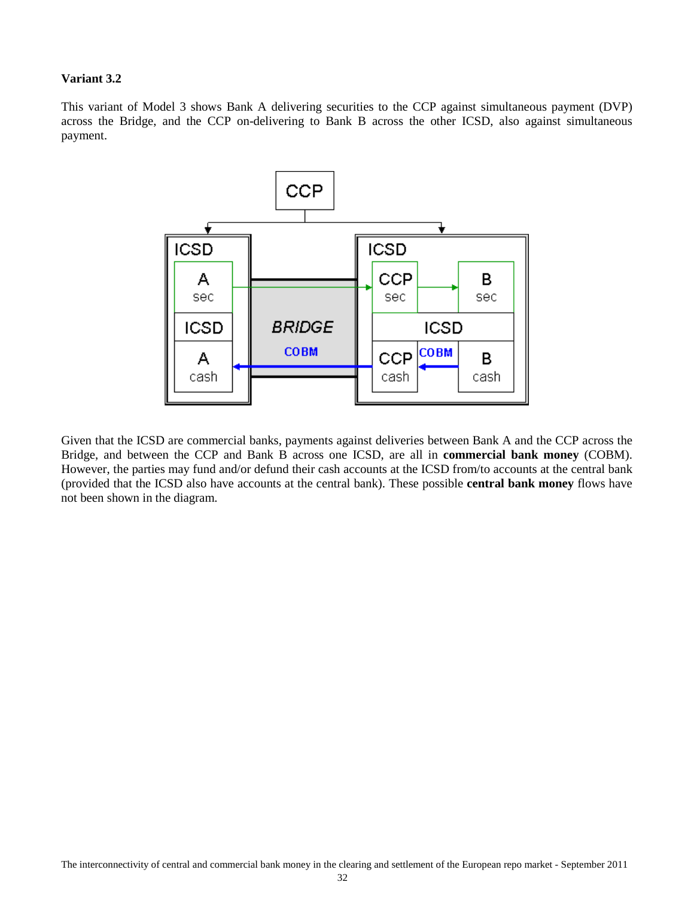**Variant 3.2**

This variant of Model 3 shows Bank A delivering securities to the CCP against simultaneous payment (DVP) across the Bridge, and the CCP on-delivering to Bank B across the other ICSD, also against simultaneous payment.

Given that the ICSD are commercial banks, payments against deliveries between Bank A and the CCP across the Bridge, and between the CCP and Bank B across one ICSD, are all in **commercial bank money** (COBM). However, the parties may fund and/or defund their cash accounts at the ICSD from/to accounts at the central bank (provided that the ICSD also have accounts at the central bank). These possible **central bank money** flows have not been shown in the diagram.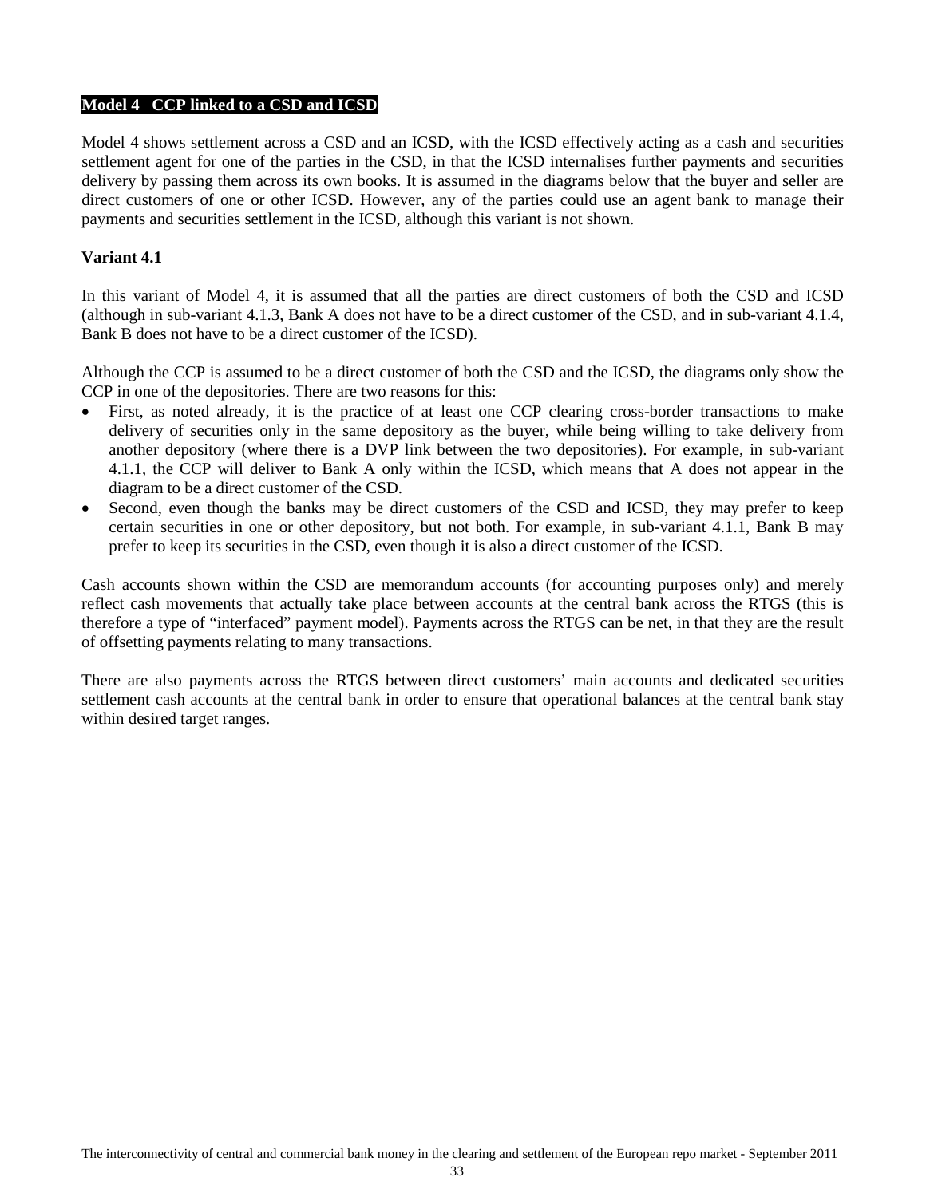## Model 4 CCP linked to a CSD and ICSD

Model 4 shows settlement across a CSD and an ICSD, with the ICSD effectively acting as a cash and securities settlement agent for one of the parties in the CSD, in that the ICSD internalises further payments and securities delivery by passing them across its own books. It is assumed in the diagrams below that the buyer and seller are direct customers of one or other ICSD. However, any of the parties could use an agent bank to manage their payments and securities settlement in the ICSD, although this variant is not shown.

### Variant 4.1

In this variant of Model 4, it is assumed that all the parties are direct customers of both the CSD and ICSD (although in sub-variant 4.1.3, Bank A does not have to be a direct customer of the CSD, and in sub-variant 4.1.4, Bank B does not have to be a direct customer of the ICSD).

Although the CCP is assumed to be a direct customer of both the CSD and the ICSD, the diagrams only show the CCP in one of the depositories. There are two reasons for this:

- First, as noted already, it is the practice of at least one CCP clearing cross-border transactions to make delivery of securities only in the same depository as the buyer, while being willing to take delivery from another depository (where there is a DVP link between the two depositories). For example, in sub-variant 4.1.1, the CCP will deliver to Bank A only within the ICSD, which means that A does not appear in the diagram to be a direct customer of the CSD.
- Second, even though the banks may be direct customers of the CSD and ICSD, they may prefer to keep certain securities in one or other depository, but not both. For example, in sub-variant 4.1.1, Bank B may prefer to keep its securities in the CSD, even though it is also a direct customer of the ICSD.

Cash accounts shown within the CSD are memorandum accounts (for accounting purposes only) and merely reflect cash movements that actually take place between accounts at the central bank across the RTGS (this is therefore a type of "interfaced" payment model). Payments across the RTGS can be net, in that they are the result of offsetting payments relating to many transactions.

There are also payments across the RTGS between direct customers' main accounts and dedicated securities settlement cash accounts at the central bank in order to ensure that operational balances at the central bank stay within desired target ranges.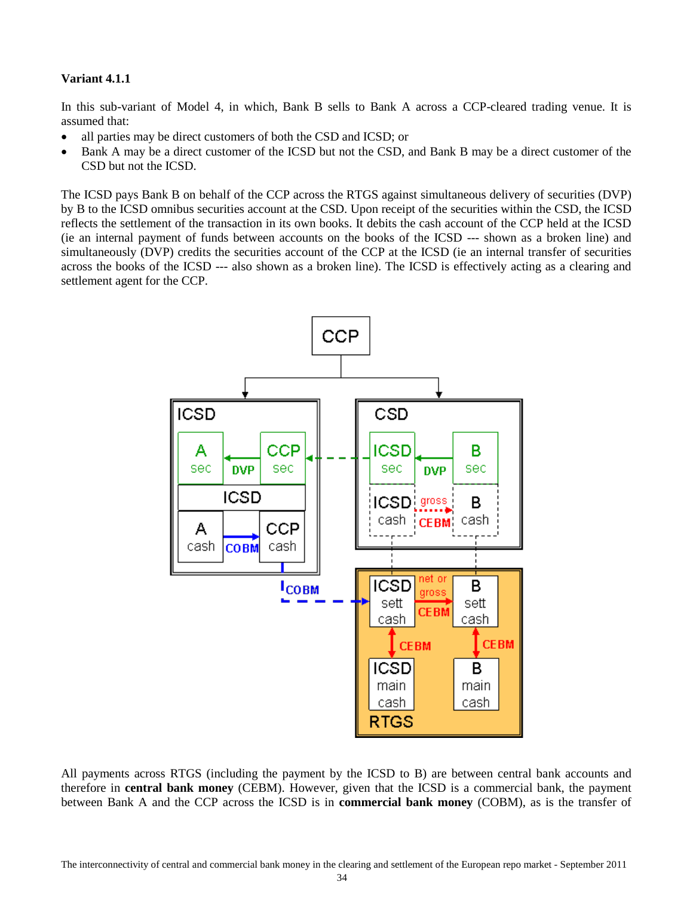**Variant 4.1.1**

In this sub-variant of Model 4, in which, Bank B sells to Bank A across a CCP-cleared trading venue. It is assumed that:

- all parties may be direct customers of both the CSD and ICSD; or
- Bank A may be a direct customer of the ICSD but not the CSD, and Bank B may be a direct customer of the CSD but not the ICSD.

The ICSD pays Bank B on behalf of the CCP across the RTGS against simultaneous delivery of securities (DVP) by B to the ICSD omnibus securities account at the CSD. Upon receipt of the securities within the CSD, the ICSD reflects the settlement of the transaction in its own books. It debits the cash account of the CCP held at the ICSD (ie an internal payment of funds between accounts on the books of the ICSD --- shown as a broken line) and simultaneously (DVP) credits the securities account of the CCP at the ICSD (ie an internal transfer of securities across the books of the ICSD --- also shown as a broken line). The ICSD is effectively acting as a clearing and settlement agent for the CCP.

All payments across RTGS (including the payment by the ICSD to B) are between central bank accounts and therefore in **central bank money** (CEBM). However, given that the ICSD is a commercial bank, the payment between Bank A and the CCP across the ICSD is in **commercial bank money** (COBM), as is the transfer of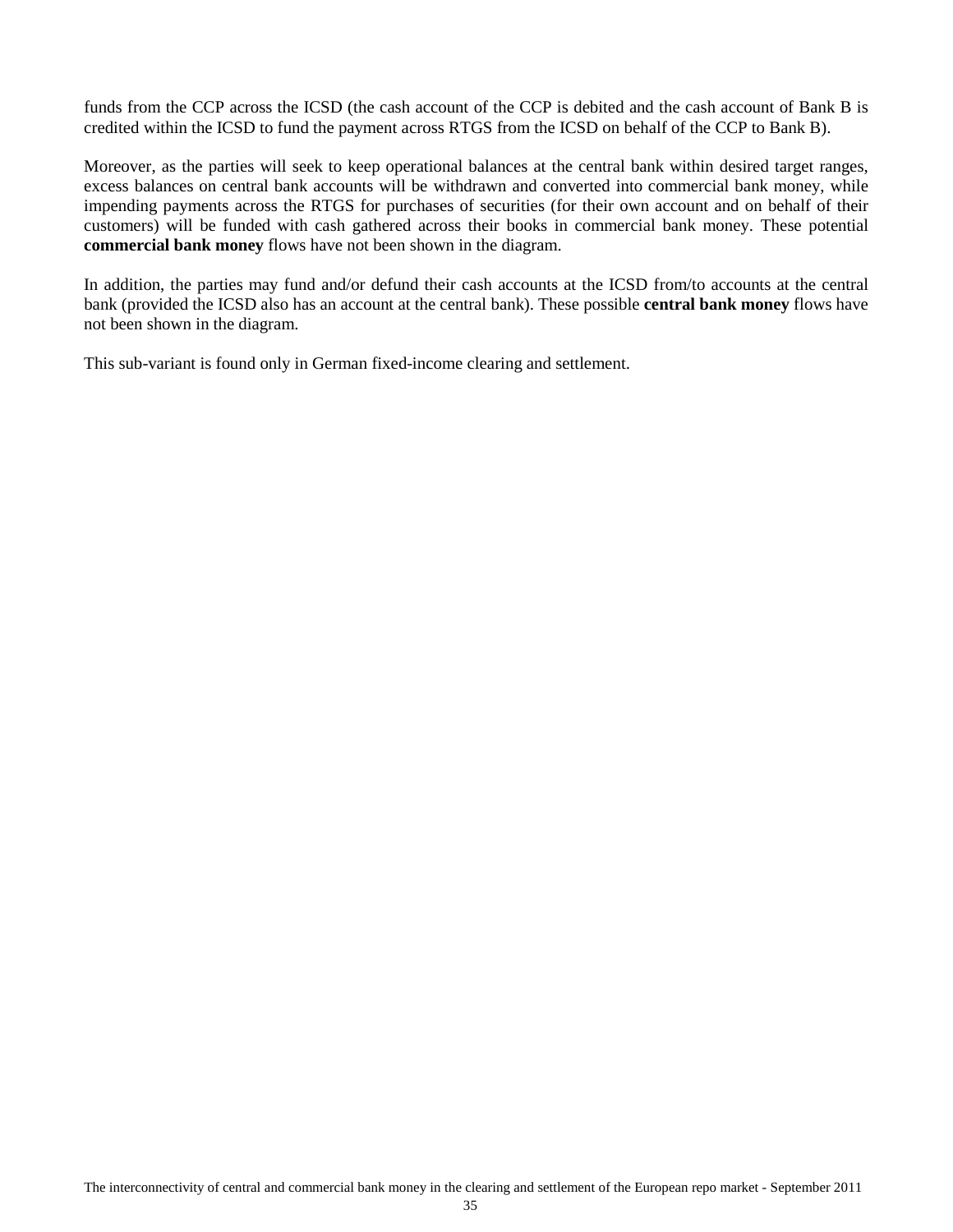funds from the CCP across the ICSD (the cash account of the CCP is debited and the cash account of Bank B is credited within the ICSD to fund the payment across RTGS from the ICSD on behalf of the CCP to Bank B).

Moreover, as the parties will seek to keep operational balances at the central bank within desired target ranges, excess balances on central bank accounts will be withdrawn and converted into commercial bank money, while impending payments across the RTGS for purchases of securities (for their own account and on behalf of their customers) will be funded with cash gathered across their books in commercial bank money. These potential **commercial bank money** flows have not been shown in the diagram.

In addition, the parties may fund and/or defund their cash accounts at the ICSD from/to accounts at the central bank (provided the ICSD also has an account at the central bank). These possible **central bank money** flows have not been shown in the diagram.

This sub-variant is found only in German fixed-income clearing and settlement.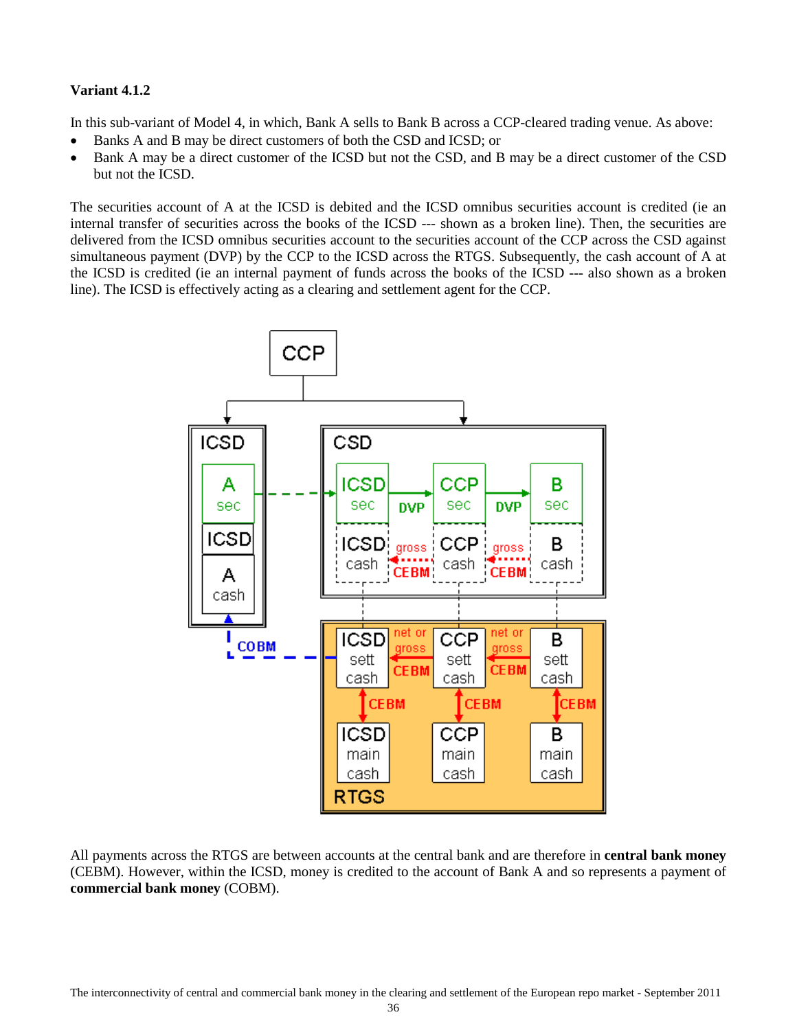**Variant 4.1.2**

In this sub-variant of Model 4, in which, Bank A sells to Bank B across a CCP-cleared trading venue. As above:

- Banks A and B may be direct customers of both the CSD and ICSD; or
- Bank A may be a direct customer of the ICSD but not the CSD, and B may be a direct customer of the CSD but not the ICSD.

The securities account of A at the ICSD is debited and the ICSD omnibus securities account is credited (ie an internal transfer of securities across the books of the ICSD --- shown as a broken line). Then, the securities are delivered from the ICSD omnibus securities account to the securities account of the CCP across the CSD against simultaneous payment (DVP) by the CCP to the ICSD across the RTGS. Subsequently, the cash account of A at the ICSD is credited (ie an internal payment of funds across the books of the ICSD --- also shown as a broken line). The ICSD is effectively acting as a clearing and settlement agent for the CCP.

All payments across the RTGS are between accounts at the central bank and are therefore in **central bank money** (CEBM). However, within the ICSD, money is credited to the account of Bank A and so represents a payment of **commercial bank money** (COBM).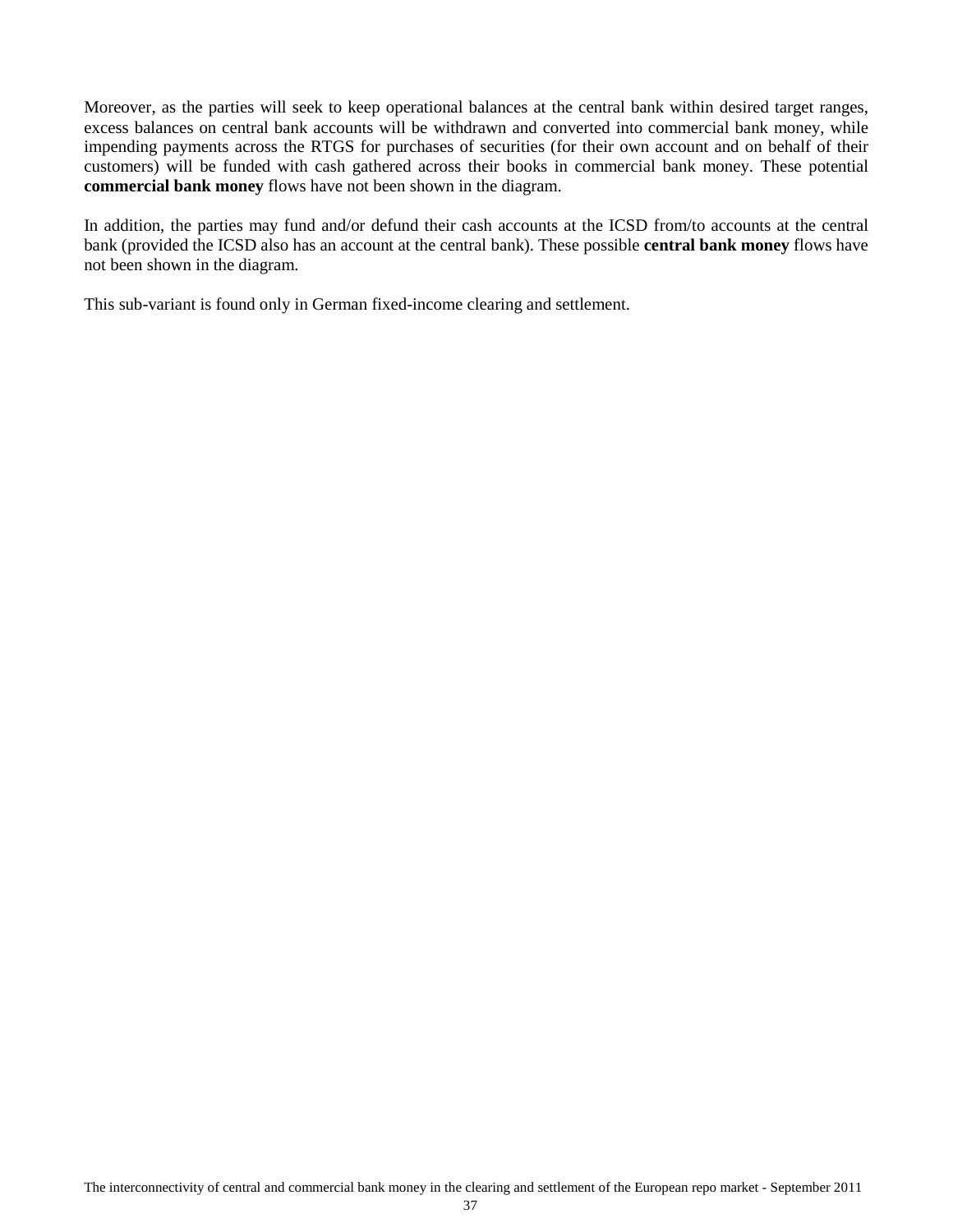Moreover, as the parties will seek to keep operational balances at the central bank within desired target ranges, excess balances on central bank accounts will be withdrawn and converted into commercial bank money, while impending payments across the RTGS for purchases of securities (for their own account and on behalf of their customers) will be funded with cash gathered across their books in commercial bank money. These potential **commercial bank money** flows have not been shown in the diagram.

In addition, the parties may fund and/or defund their cash accounts at the ICSD from/to accounts at the central bank (provided the ICSD also has an account at the central bank). These possible **central bank money** flows have not been shown in the diagram.

This sub-variant is found only in German fixed-income clearing and settlement.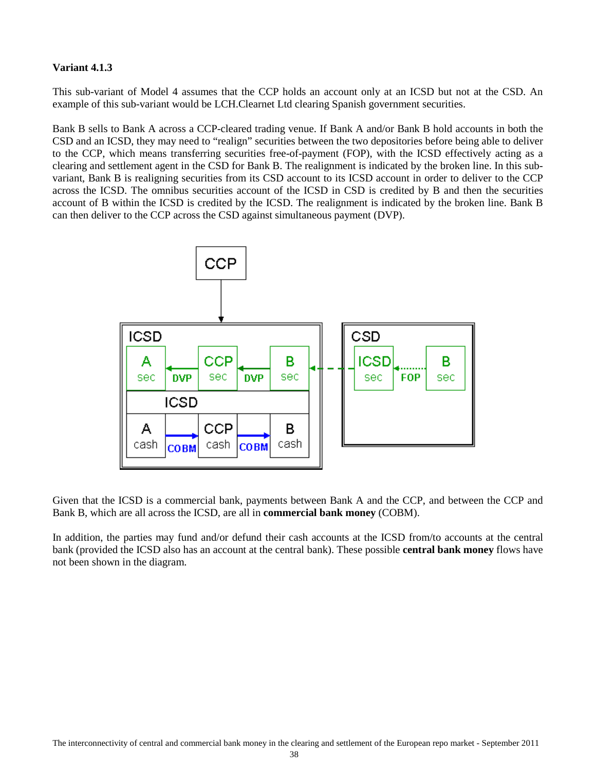**Variant 4.1.3**

This sub-variant of Model 4 assumes that the CCP holds an account only at an ICSD but not at the CSD. An example of this sub-variant would be LCH.Clearnet Ltd clearing Spanish government securities.

Bank B sells to Bank A across a CCP-cleared trading venue. If Bank A and/or Bank B hold accounts in both the CSD and an ICSD, they may need to "realign" securities between the two depositories before being able to deliver to the CCP, which means transferring securities free-of-payment (FOP), with the ICSD effectively acting as a clearing and settlement agent in the CSD for Bank B. The realignment is indicated by the broken line. In this sub-variant, Bank B is realigning securities from its CSD account to its ICSD account in order to deliver to the CCP across the ICSD. The omnibus securities account of the ICSD in CSD is credited by B and then the securities account of B within the ICSD is credited by the ICSD. The realignment is indicated by the broken line. Bank B can then deliver to the CCP across the CSD against simultaneous payment (DVP).

Given that the ICSD is a commercial bank, payments between Bank A and the CCP, and between the CCP and Bank B, which are all across the ICSD, are all in **commercial bank money** (COBM).

In addition, the parties may fund and/or defund their cash accounts at the ICSD from/to accounts at the central bank (provided the ICSD also has an account at the central bank). These possible **central bank money** flows have not been shown in the diagram.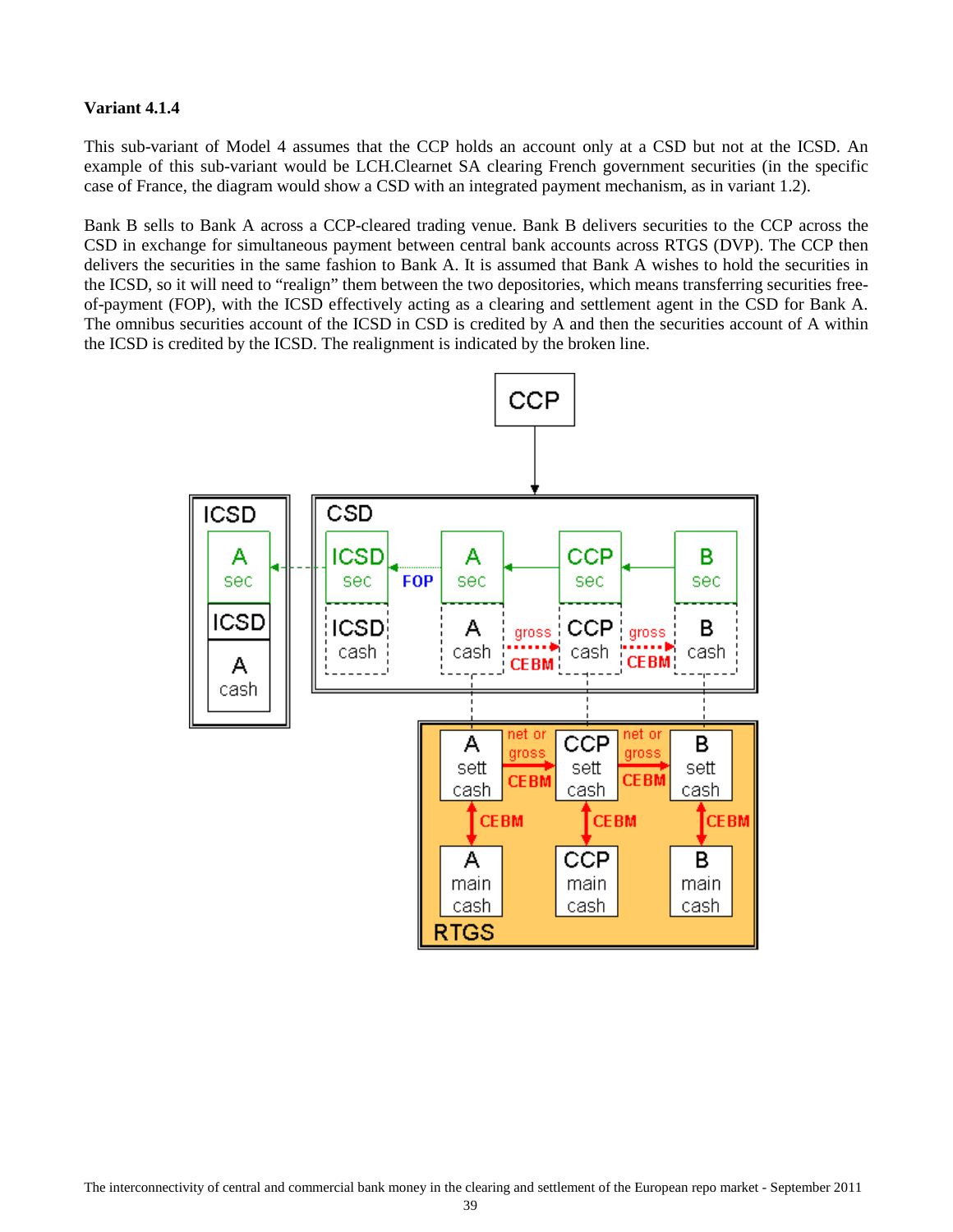**Variant 4.1.4**

This sub-variant of Model 4 assumes that the CCP holds an account only at a CSD but not at the ICSD. An example of this sub-variant would be LCH.Clearnet SA clearing French government securities (in the specific case of France, the diagram would show a CSD with an integrated payment mechanism, as in variant 1.2).

Bank B sells to Bank A across a CCP-cleared trading venue. Bank B delivers securities to the CCP across the CSD in exchange for simultaneous payment between central bank accounts across RTGS (DVP). The CCP then delivers the securities in the same fashion to Bank A. It is assumed that Bank A wishes to hold the securities in the ICSD, so it will need to "realign" them between the two depositories, which means transferring securities free-of-payment (FOP), with the ICSD effectively acting as a clearing and settlement agent in the CSD for Bank A. The omnibus securities account of the ICSD in CSD is credited by A and then the securities account of A within the ICSD is credited by the ICSD. The realignment is indicated by the broken line.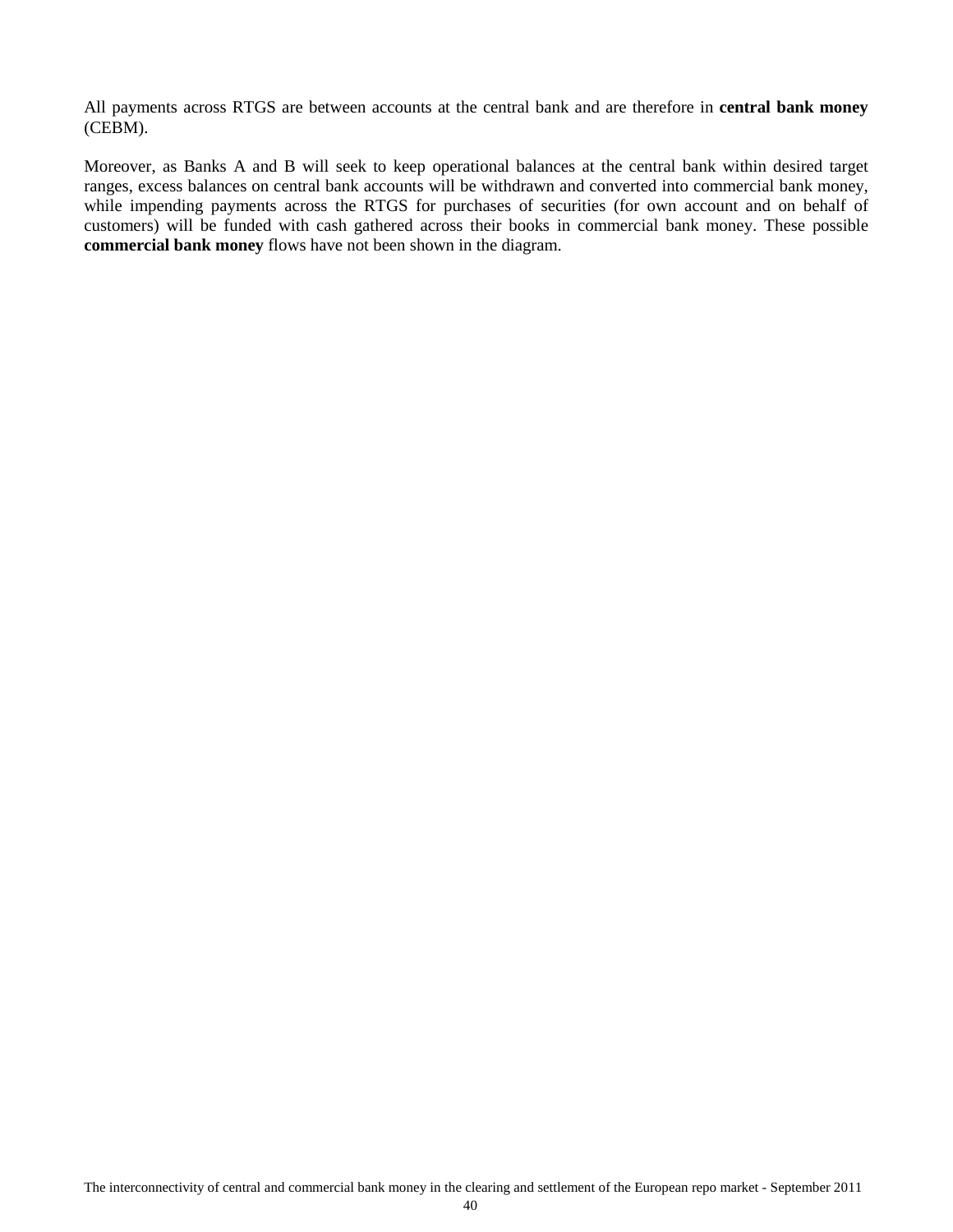All payments across RTGS are between accounts at the central bank and are therefore in **central bank money** (CEBM).

Moreover, as Banks A and B will seek to keep operational balances at the central bank within desired target ranges, excess balances on central bank accounts will be withdrawn and converted into commercial bank money, while impending payments across the RTGS for purchases of securities (for own account and on behalf of customers) will be funded with cash gathered across their books in commercial bank money. These possible **commercial bank money** flows have not been shown in the diagram.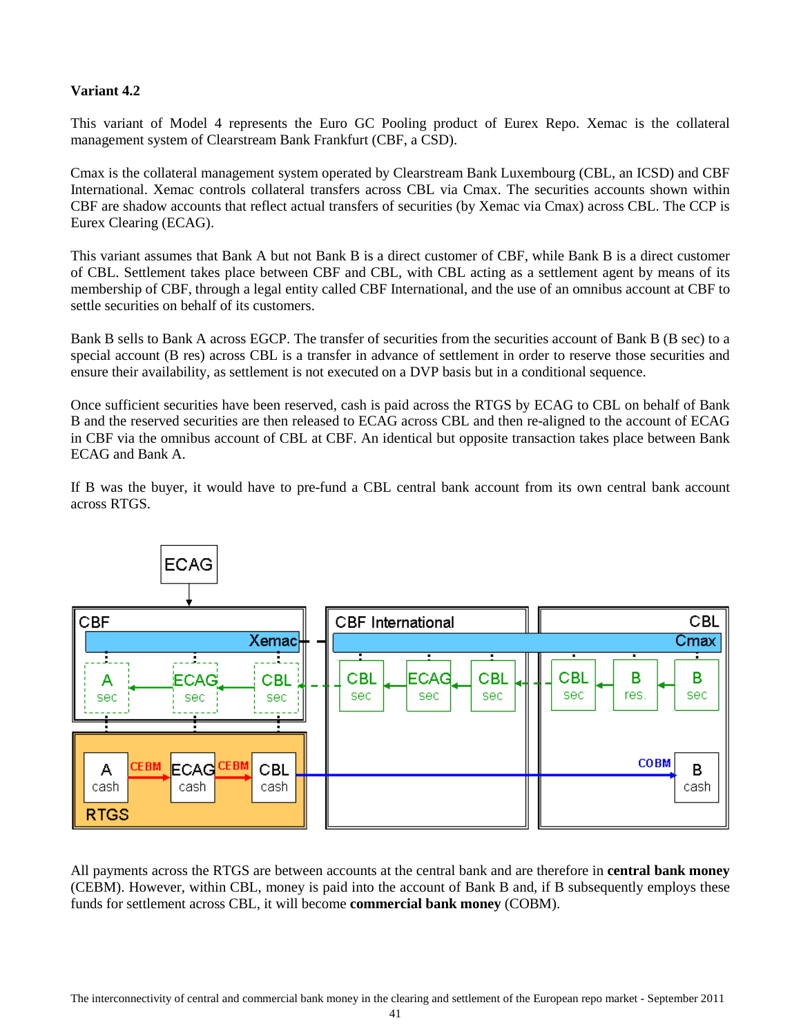**Variant 4.2**

This variant of Model 4 represents the Euro GC Pooling product of Eurex Repo. Xemac is the collateral management system of Clearstream Bank Frankfurt (CBF, a CSD).

Cmax is the collateral management system operated by Clearstream Bank Luxembourg (CBL, an ICSD) and CBF International. Xemac controls collateral transfers across CBL via Cmax. The securities accounts shown within CBF are shadow accounts that reflect actual transfers of securities (by Xemac via Cmax) across CBL. The CCP is Eurex Clearing (ECAG).

This variant assumes that Bank A but not Bank B is a direct customer of CBF, while Bank B is a direct customer of CBL. Settlement takes place between CBF and CBL, with CBL acting as a settlement agent by means of its membership of CBF, through a legal entity called CBF International, and the use of an omnibus account at CBF to settle securities on behalf of its customers.

Bank B sells to Bank A across EGCP. The transfer of securities from the securities account of Bank B (B sec) to a special account (B res) across CBL is a transfer in advance of settlement in order to reserve those securities and ensure their availability, as settlement is not executed on a DVP basis but in a conditional sequence.

Once sufficient securities have been reserved, cash is paid across the RTGS by ECAG to CBL on behalf of Bank B and the reserved securities are then released to ECAG across CBL and then re-aligned to the account of ECAG in CBF via the omnibus account of CBL at CBF. An identical but opposite transaction takes place between Bank ECAG and Bank A.

If B was the buyer, it would have to pre-fund a CBL central bank account from its own central bank account across RTGS.

All payments across the RTGS are between accounts at the central bank and are therefore in **central bank money** (CEBM). However, within CBL, money is paid into the account of Bank B and, if B subsequently employs these funds for settlement across CBL, it will become **commercial bank money** (COBM).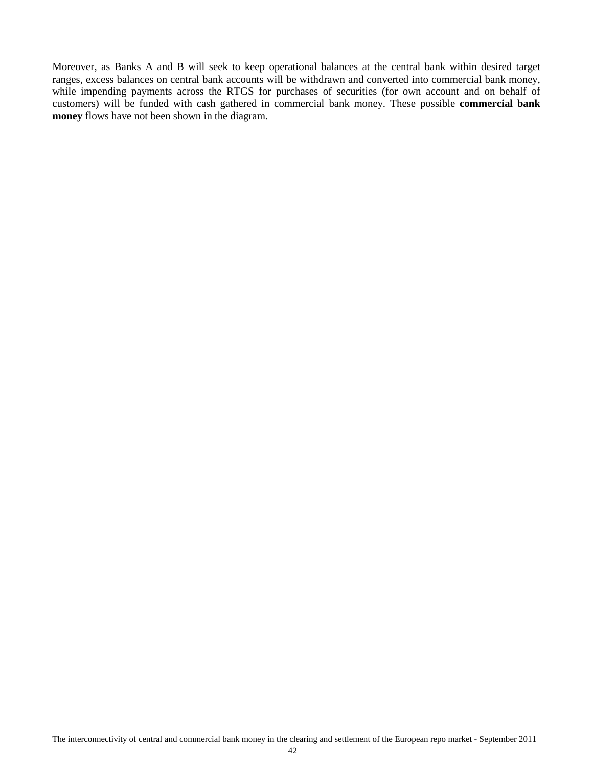Moreover, as Banks A and B will seek to keep operational balances at the central bank within desired target ranges, excess balances on central bank accounts will be withdrawn and converted into commercial bank money, while impending payments across the RTGS for purchases of securities (for own account and on behalf of customers) will be funded with cash gathered in commercial bank money. These possible **commercial bank money** flows have not been shown in the diagram.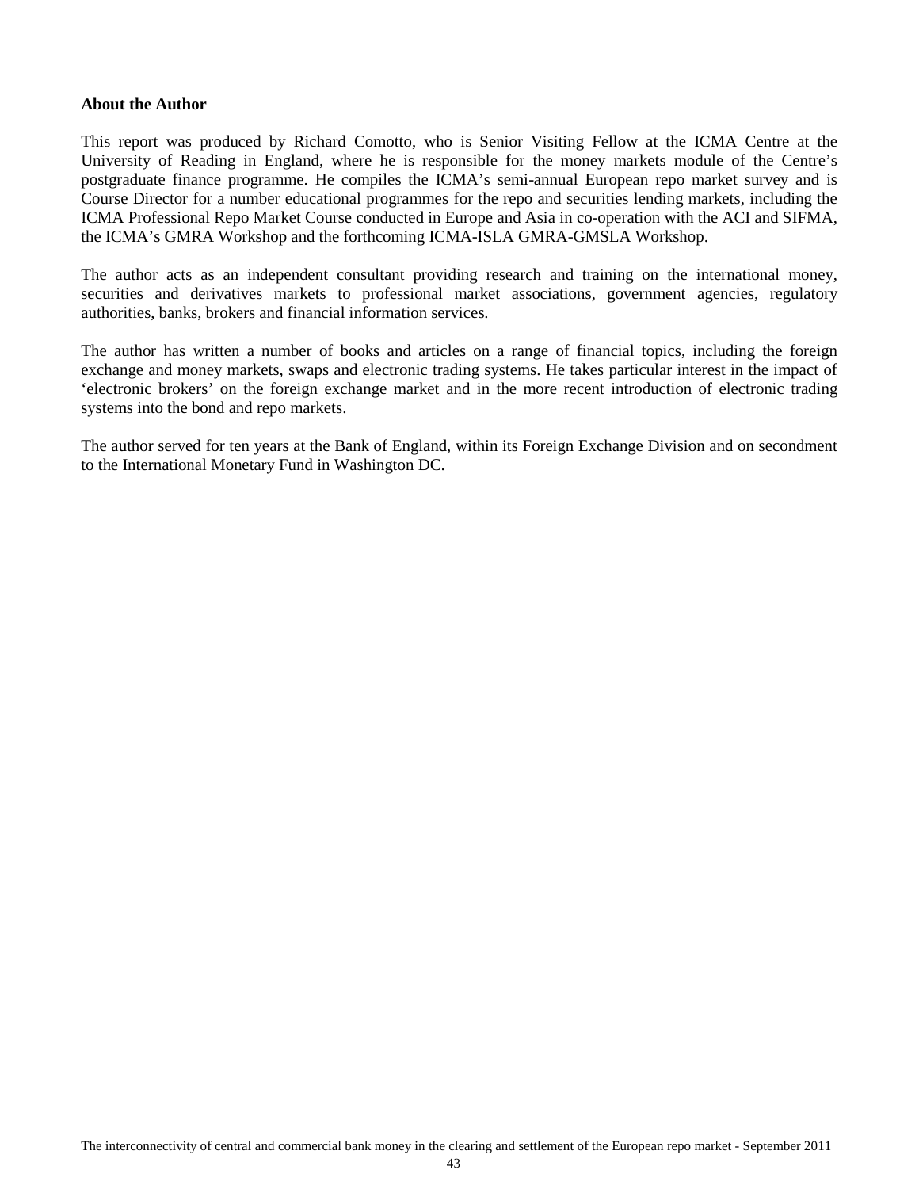**About the Author**

This report was produced by Richard Comotto, who is Senior Visiting Fellow at the ICMA Centre at the University of Reading in England, where he is responsible for the money markets module of the Centre's postgraduate finance programme. He compiles the ICMA's semi-annual European repo market survey and is Course Director for a number educational programmes for the repo and securities lending markets, including the ICMA Professional Repo Market Course conducted in Europe and Asia in co-operation with the ACI and SIFMA, the ICMA's GMRA Workshop and the forthcoming ICMA-ISLA GMRA-GMSLA Workshop.

The author acts as an independent consultant providing research and training on the international money, securities and derivatives markets to professional market associations, government agencies, regulatory authorities, banks, brokers and financial information services.

The author has written a number of books and articles on a range of financial topics, including the foreign exchange and money markets, swaps and electronic trading systems. He takes particular interest in the impact of 'electronic brokers' on the foreign exchange market and in the more recent introduction of electronic trading systems into the bond and repo markets.

The author served for ten years at the Bank of England, within its Foreign Exchange Division and on secondment to the International Monetary Fund in Washington DC.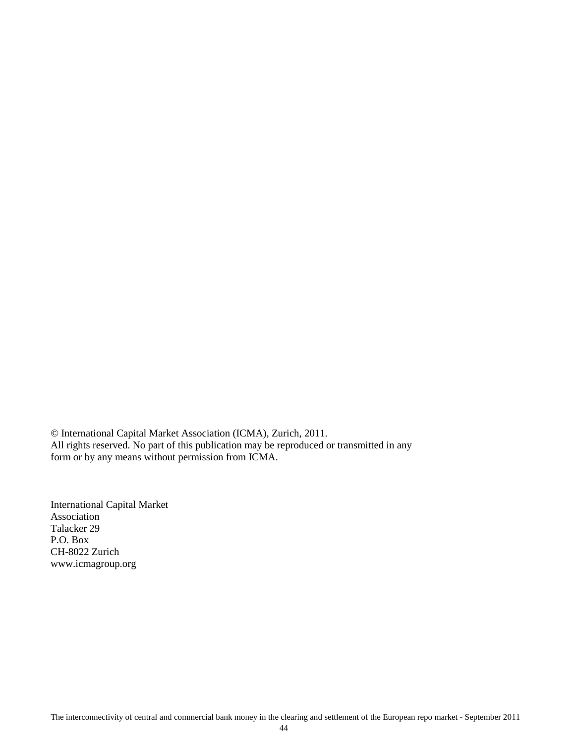© International Capital Market Association (ICMA), Zurich, 2011.
All rights reserved. No part of this publication may be reproduced or transmitted in any form or by any means without permission from ICMA.

International Capital Market Association
Talacker 29
P.O. Box
CH-8022 Zurich
www.icmagroup.org